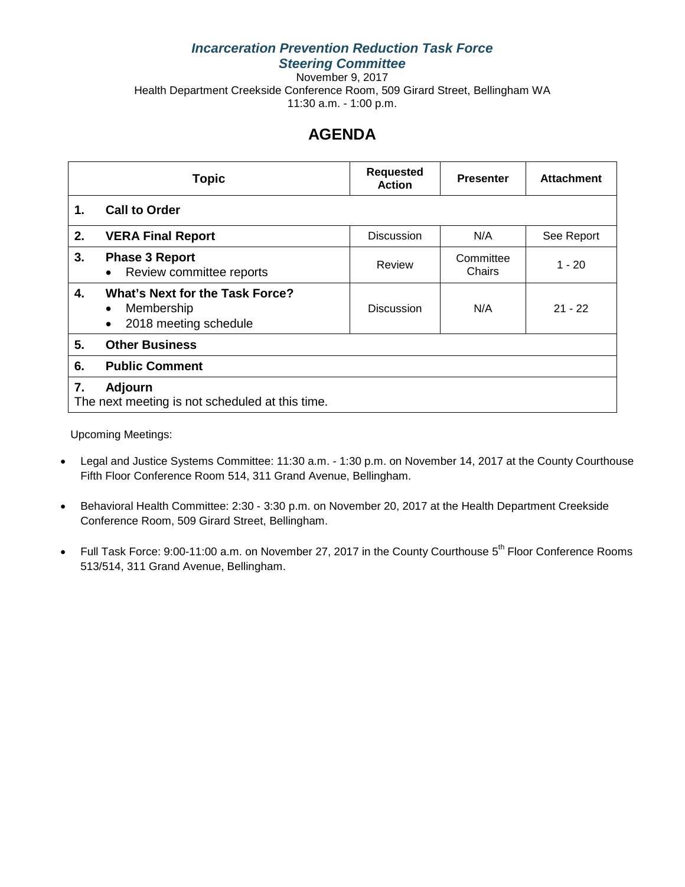*Incarceration Prevention Reduction Task Force*
*Steering Committee*

November 9, 2017
Health Department Creekside Conference Room, 509 Girard Street, Bellingham WA
11:30 a.m. - 1:00 p.m.

# AGENDA

| Topic | Requested Action | Presenter | Attachment |
|---|---|---|---|
| **1. Call to Order** | | | |
| **2. VERA Final Report** | Discussion | N/A | See Report |
| **3. Phase 3 Report**<br>• Review committee reports | Review | Committee Chairs | 1 - 20 |
| **4. What's Next for the Task Force?**<br>• Membership<br>• 2018 meeting schedule | Discussion | N/A | 21 - 22 |
| **5. Other Business** | | | |
| **6. Public Comment** | | | |
| **7. Adjourn**<br>The next meeting is not scheduled at this time. | | | |

Upcoming Meetings:

- Legal and Justice Systems Committee: 11:30 a.m. - 1:30 p.m. on November 14, 2017 at the County Courthouse Fifth Floor Conference Room 514, 311 Grand Avenue, Bellingham.
- Behavioral Health Committee: 2:30 - 3:30 p.m. on November 20, 2017 at the Health Department Creekside Conference Room, 509 Girard Street, Bellingham.
- Full Task Force: 9:00-11:00 a.m. on November 27, 2017 in the County Courthouse 5th Floor Conference Rooms 513/514, 311 Grand Avenue, Bellingham.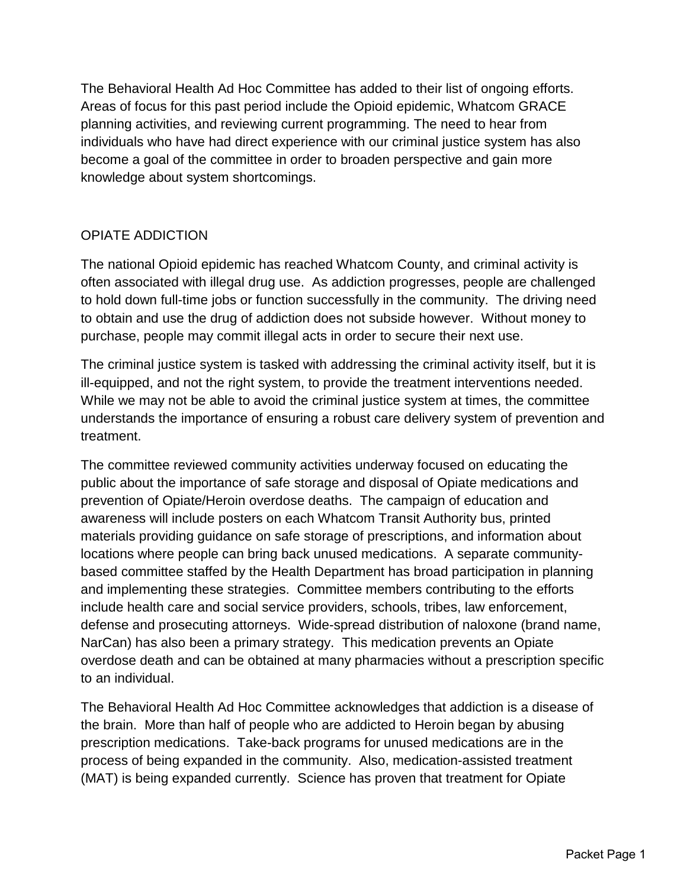The Behavioral Health Ad Hoc Committee has added to their list of ongoing efforts. Areas of focus for this past period include the Opioid epidemic, Whatcom GRACE planning activities, and reviewing current programming. The need to hear from individuals who have had direct experience with our criminal justice system has also become a goal of the committee in order to broaden perspective and gain more knowledge about system shortcomings.

## OPIATE ADDICTION

The national Opioid epidemic has reached Whatcom County, and criminal activity is often associated with illegal drug use. As addiction progresses, people are challenged to hold down full-time jobs or function successfully in the community. The driving need to obtain and use the drug of addiction does not subside however. Without money to purchase, people may commit illegal acts in order to secure their next use.

The criminal justice system is tasked with addressing the criminal activity itself, but it is ill-equipped, and not the right system, to provide the treatment interventions needed. While we may not be able to avoid the criminal justice system at times, the committee understands the importance of ensuring a robust care delivery system of prevention and treatment.

The committee reviewed community activities underway focused on educating the public about the importance of safe storage and disposal of Opiate medications and prevention of Opiate/Heroin overdose deaths. The campaign of education and awareness will include posters on each Whatcom Transit Authority bus, printed materials providing guidance on safe storage of prescriptions, and information about locations where people can bring back unused medications. A separate community-based committee staffed by the Health Department has broad participation in planning and implementing these strategies. Committee members contributing to the efforts include health care and social service providers, schools, tribes, law enforcement, defense and prosecuting attorneys. Wide-spread distribution of naloxone (brand name, NarCan) has also been a primary strategy. This medication prevents an Opiate overdose death and can be obtained at many pharmacies without a prescription specific to an individual.

The Behavioral Health Ad Hoc Committee acknowledges that addiction is a disease of the brain. More than half of people who are addicted to Heroin began by abusing prescription medications. Take-back programs for unused medications are in the process of being expanded in the community. Also, medication-assisted treatment (MAT) is being expanded currently. Science has proven that treatment for Opiate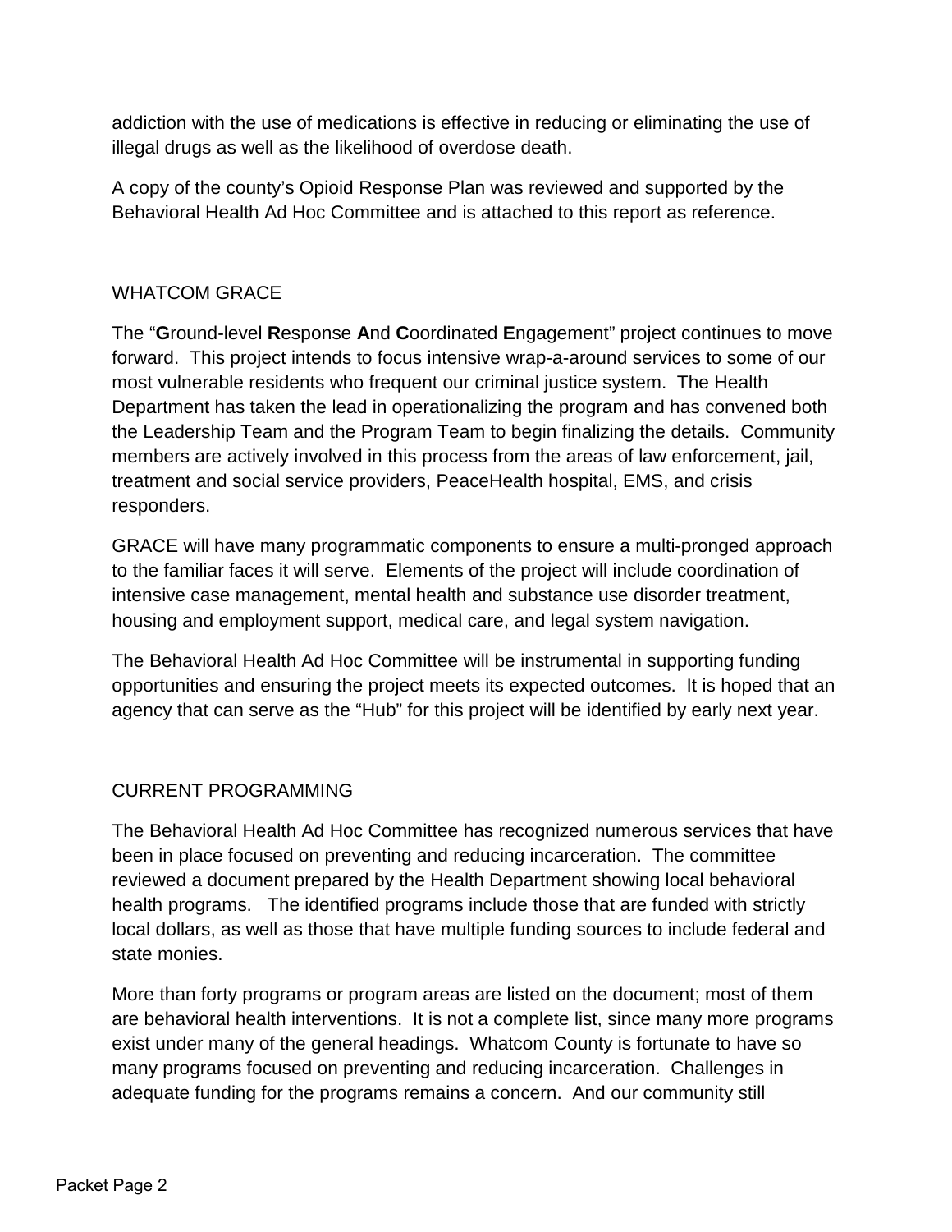addiction with the use of medications is effective in reducing or eliminating the use of illegal drugs as well as the likelihood of overdose death.

A copy of the county's Opioid Response Plan was reviewed and supported by the Behavioral Health Ad Hoc Committee and is attached to this report as reference.

## WHATCOM GRACE

The "**G**round-level **R**esponse **A**nd **C**oordinated **E**ngagement" project continues to move forward. This project intends to focus intensive wrap-a-around services to some of our most vulnerable residents who frequent our criminal justice system. The Health Department has taken the lead in operationalizing the program and has convened both the Leadership Team and the Program Team to begin finalizing the details. Community members are actively involved in this process from the areas of law enforcement, jail, treatment and social service providers, PeaceHealth hospital, EMS, and crisis responders.

GRACE will have many programmatic components to ensure a multi-pronged approach to the familiar faces it will serve. Elements of the project will include coordination of intensive case management, mental health and substance use disorder treatment, housing and employment support, medical care, and legal system navigation.

The Behavioral Health Ad Hoc Committee will be instrumental in supporting funding opportunities and ensuring the project meets its expected outcomes. It is hoped that an agency that can serve as the "Hub" for this project will be identified by early next year.

## CURRENT PROGRAMMING

The Behavioral Health Ad Hoc Committee has recognized numerous services that have been in place focused on preventing and reducing incarceration. The committee reviewed a document prepared by the Health Department showing local behavioral health programs. The identified programs include those that are funded with strictly local dollars, as well as those that have multiple funding sources to include federal and state monies.

More than forty programs or program areas are listed on the document; most of them are behavioral health interventions. It is not a complete list, since many more programs exist under many of the general headings. Whatcom County is fortunate to have so many programs focused on preventing and reducing incarceration. Challenges in adequate funding for the programs remains a concern. And our community still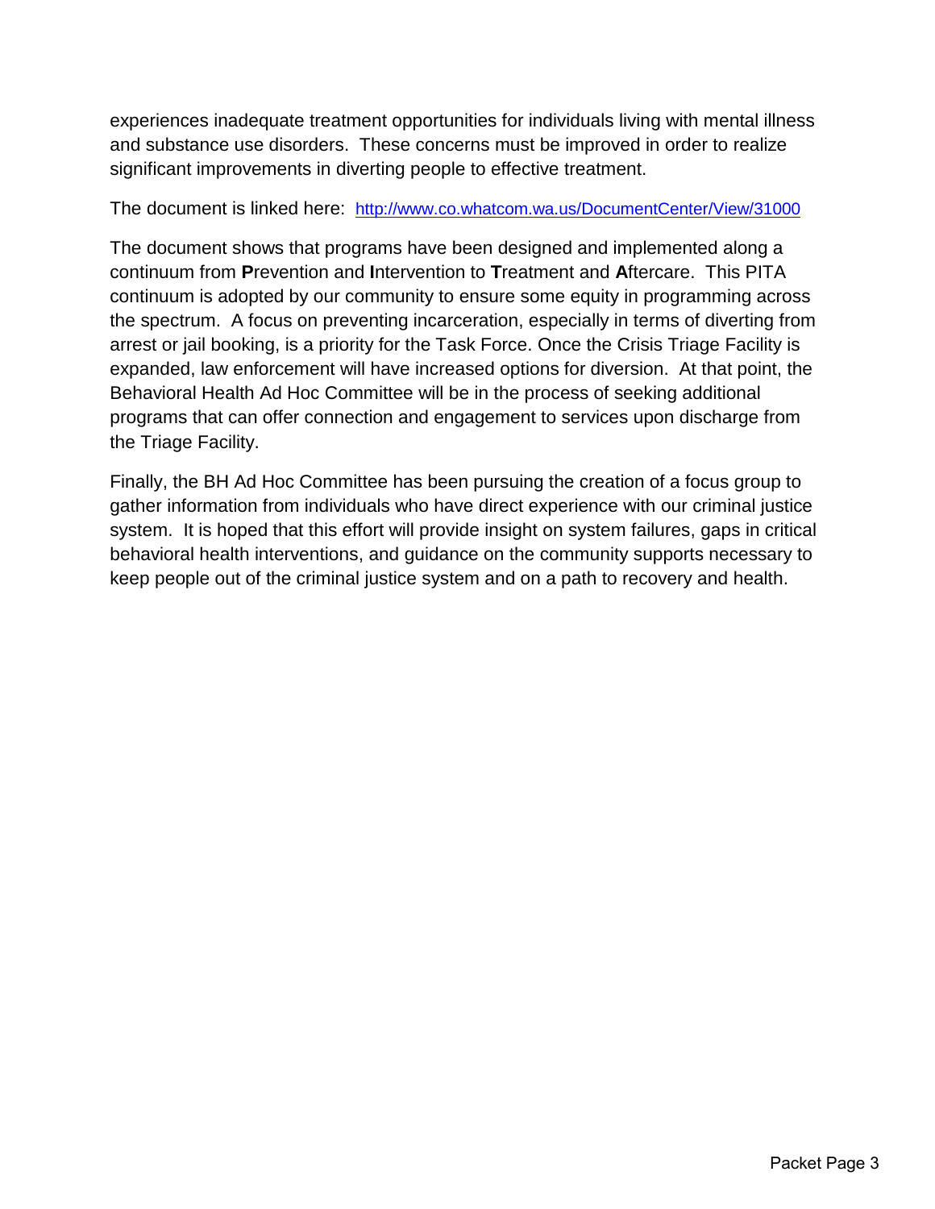experiences inadequate treatment opportunities for individuals living with mental illness and substance use disorders. These concerns must be improved in order to realize significant improvements in diverting people to effective treatment.

The document is linked here: [http://www.co.whatcom.wa.us/DocumentCenter/View/31000](http://www.co.whatcom.wa.us/DocumentCenter/View/31000)

The document shows that programs have been designed and implemented along a continuum from **P**revention and **I**ntervention to **T**reatment and **A**ftercare. This PITA continuum is adopted by our community to ensure some equity in programming across the spectrum. A focus on preventing incarceration, especially in terms of diverting from arrest or jail booking, is a priority for the Task Force. Once the Crisis Triage Facility is expanded, law enforcement will have increased options for diversion. At that point, the Behavioral Health Ad Hoc Committee will be in the process of seeking additional programs that can offer connection and engagement to services upon discharge from the Triage Facility.

Finally, the BH Ad Hoc Committee has been pursuing the creation of a focus group to gather information from individuals who have direct experience with our criminal justice system. It is hoped that this effort will provide insight on system failures, gaps in critical behavioral health interventions, and guidance on the community supports necessary to keep people out of the criminal justice system and on a path to recovery and health.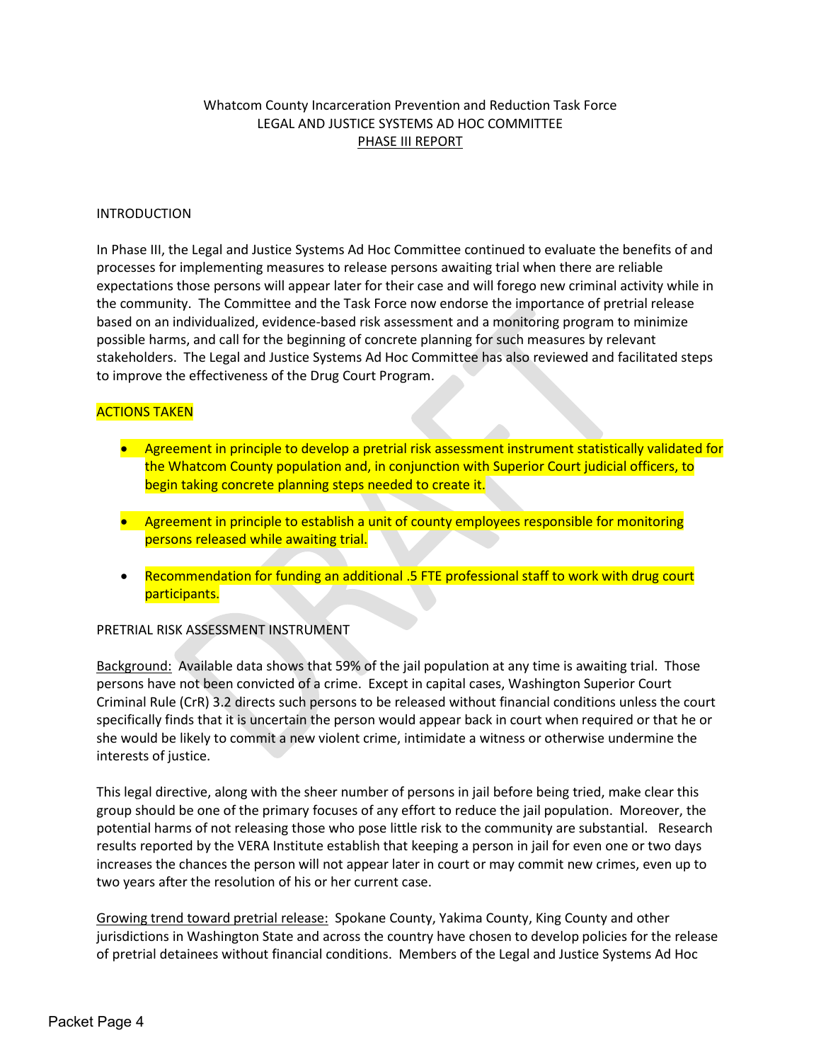Whatcom County Incarceration Prevention and Reduction Task Force
LEGAL AND JUSTICE SYSTEMS AD HOC COMMITTEE
PHASE III REPORT

INTRODUCTION

In Phase III, the Legal and Justice Systems Ad Hoc Committee continued to evaluate the benefits of and processes for implementing measures to release persons awaiting trial when there are reliable expectations those persons will appear later for their case and will forego new criminal activity while in the community. The Committee and the Task Force now endorse the importance of pretrial release based on an individualized, evidence-based risk assessment and a monitoring program to minimize possible harms, and call for the beginning of concrete planning for such measures by relevant stakeholders. The Legal and Justice Systems Ad Hoc Committee has also reviewed and facilitated steps to improve the effectiveness of the Drug Court Program.

ACTIONS TAKEN

- Agreement in principle to develop a pretrial risk assessment instrument statistically validated for the Whatcom County population and, in conjunction with Superior Court judicial officers, to begin taking concrete planning steps needed to create it.

- Agreement in principle to establish a unit of county employees responsible for monitoring persons released while awaiting trial.

- Recommendation for funding an additional .5 FTE professional staff to work with drug court participants.

PRETRIAL RISK ASSESSMENT INSTRUMENT

Background: Available data shows that 59% of the jail population at any time is awaiting trial. Those persons have not been convicted of a crime. Except in capital cases, Washington Superior Court Criminal Rule (CrR) 3.2 directs such persons to be released without financial conditions unless the court specifically finds that it is uncertain the person would appear back in court when required or that he or she would be likely to commit a new violent crime, intimidate a witness or otherwise undermine the interests of justice.

This legal directive, along with the sheer number of persons in jail before being tried, make clear this group should be one of the primary focuses of any effort to reduce the jail population. Moreover, the potential harms of not releasing those who pose little risk to the community are substantial. Research results reported by the VERA Institute establish that keeping a person in jail for even one or two days increases the chances the person will not appear later in court or may commit new crimes, even up to two years after the resolution of his or her current case.

Growing trend toward pretrial release: Spokane County, Yakima County, King County and other jurisdictions in Washington State and across the country have chosen to develop policies for the release of pretrial detainees without financial conditions. Members of the Legal and Justice Systems Ad Hoc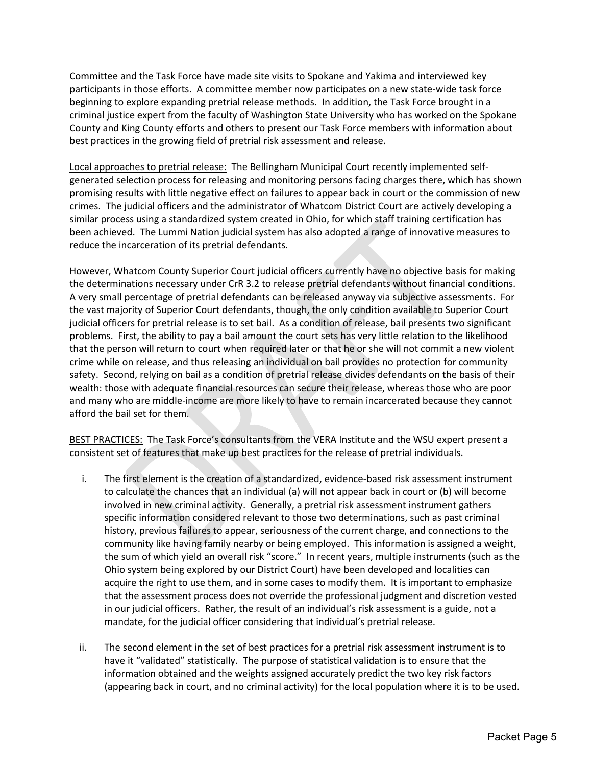Committee and the Task Force have made site visits to Spokane and Yakima and interviewed key participants in those efforts. A committee member now participates on a new state-wide task force beginning to explore expanding pretrial release methods. In addition, the Task Force brought in a criminal justice expert from the faculty of Washington State University who has worked on the Spokane County and King County efforts and others to present our Task Force members with information about best practices in the growing field of pretrial risk assessment and release.

Local approaches to pretrial release: The Bellingham Municipal Court recently implemented self-generated selection process for releasing and monitoring persons facing charges there, which has shown promising results with little negative effect on failures to appear back in court or the commission of new crimes. The judicial officers and the administrator of Whatcom District Court are actively developing a similar process using a standardized system created in Ohio, for which staff training certification has been achieved. The Lummi Nation judicial system has also adopted a range of innovative measures to reduce the incarceration of its pretrial defendants.

However, Whatcom County Superior Court judicial officers currently have no objective basis for making the determinations necessary under CrR 3.2 to release pretrial defendants without financial conditions. A very small percentage of pretrial defendants can be released anyway via subjective assessments. For the vast majority of Superior Court defendants, though, the only condition available to Superior Court judicial officers for pretrial release is to set bail. As a condition of release, bail presents two significant problems. First, the ability to pay a bail amount the court sets has very little relation to the likelihood that the person will return to court when required later or that he or she will not commit a new violent crime while on release, and thus releasing an individual on bail provides no protection for community safety. Second, relying on bail as a condition of pretrial release divides defendants on the basis of their wealth: those with adequate financial resources can secure their release, whereas those who are poor and many who are middle-income are more likely to have to remain incarcerated because they cannot afford the bail set for them.

BEST PRACTICES: The Task Force's consultants from the VERA Institute and the WSU expert present a consistent set of features that make up best practices for the release of pretrial individuals.

i. The first element is the creation of a standardized, evidence-based risk assessment instrument to calculate the chances that an individual (a) will not appear back in court or (b) will become involved in new criminal activity. Generally, a pretrial risk assessment instrument gathers specific information considered relevant to those two determinations, such as past criminal history, previous failures to appear, seriousness of the current charge, and connections to the community like having family nearby or being employed. This information is assigned a weight, the sum of which yield an overall risk "score." In recent years, multiple instruments (such as the Ohio system being explored by our District Court) have been developed and localities can acquire the right to use them, and in some cases to modify them. It is important to emphasize that the assessment process does not override the professional judgment and discretion vested in our judicial officers. Rather, the result of an individual's risk assessment is a guide, not a mandate, for the judicial officer considering that individual's pretrial release.

ii. The second element in the set of best practices for a pretrial risk assessment instrument is to have it "validated" statistically. The purpose of statistical validation is to ensure that the information obtained and the weights assigned accurately predict the two key risk factors (appearing back in court, and no criminal activity) for the local population where it is to be used.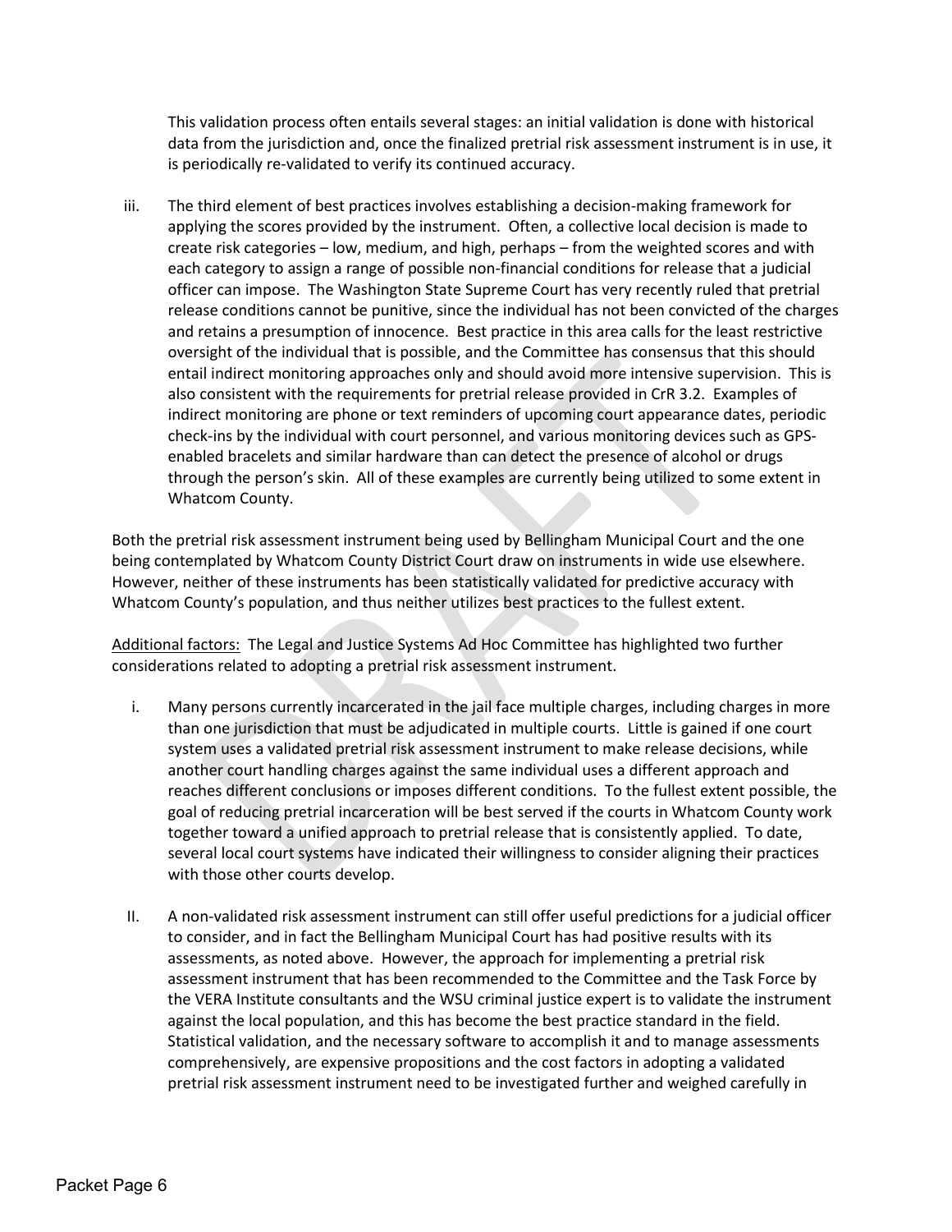This validation process often entails several stages: an initial validation is done with historical data from the jurisdiction and, once the finalized pretrial risk assessment instrument is in use, it is periodically re-validated to verify its continued accuracy.

iii. The third element of best practices involves establishing a decision-making framework for applying the scores provided by the instrument. Often, a collective local decision is made to create risk categories – low, medium, and high, perhaps – from the weighted scores and with each category to assign a range of possible non-financial conditions for release that a judicial officer can impose. The Washington State Supreme Court has very recently ruled that pretrial release conditions cannot be punitive, since the individual has not been convicted of the charges and retains a presumption of innocence. Best practice in this area calls for the least restrictive oversight of the individual that is possible, and the Committee has consensus that this should entail indirect monitoring approaches only and should avoid more intensive supervision. This is also consistent with the requirements for pretrial release provided in CrR 3.2. Examples of indirect monitoring are phone or text reminders of upcoming court appearance dates, periodic check-ins by the individual with court personnel, and various monitoring devices such as GPS-enabled bracelets and similar hardware than can detect the presence of alcohol or drugs through the person's skin. All of these examples are currently being utilized to some extent in Whatcom County.

Both the pretrial risk assessment instrument being used by Bellingham Municipal Court and the one being contemplated by Whatcom County District Court draw on instruments in wide use elsewhere. However, neither of these instruments has been statistically validated for predictive accuracy with Whatcom County's population, and thus neither utilizes best practices to the fullest extent.

Additional factors: The Legal and Justice Systems Ad Hoc Committee has highlighted two further considerations related to adopting a pretrial risk assessment instrument.

i. Many persons currently incarcerated in the jail face multiple charges, including charges in more than one jurisdiction that must be adjudicated in multiple courts. Little is gained if one court system uses a validated pretrial risk assessment instrument to make release decisions, while another court handling charges against the same individual uses a different approach and reaches different conclusions or imposes different conditions. To the fullest extent possible, the goal of reducing pretrial incarceration will be best served if the courts in Whatcom County work together toward a unified approach to pretrial release that is consistently applied. To date, several local court systems have indicated their willingness to consider aligning their practices with those other courts develop.

II. A non-validated risk assessment instrument can still offer useful predictions for a judicial officer to consider, and in fact the Bellingham Municipal Court has had positive results with its assessments, as noted above. However, the approach for implementing a pretrial risk assessment instrument that has been recommended to the Committee and the Task Force by the VERA Institute consultants and the WSU criminal justice expert is to validate the instrument against the local population, and this has become the best practice standard in the field. Statistical validation, and the necessary software to accomplish it and to manage assessments comprehensively, are expensive propositions and the cost factors in adopting a validated pretrial risk assessment instrument need to be investigated further and weighed carefully in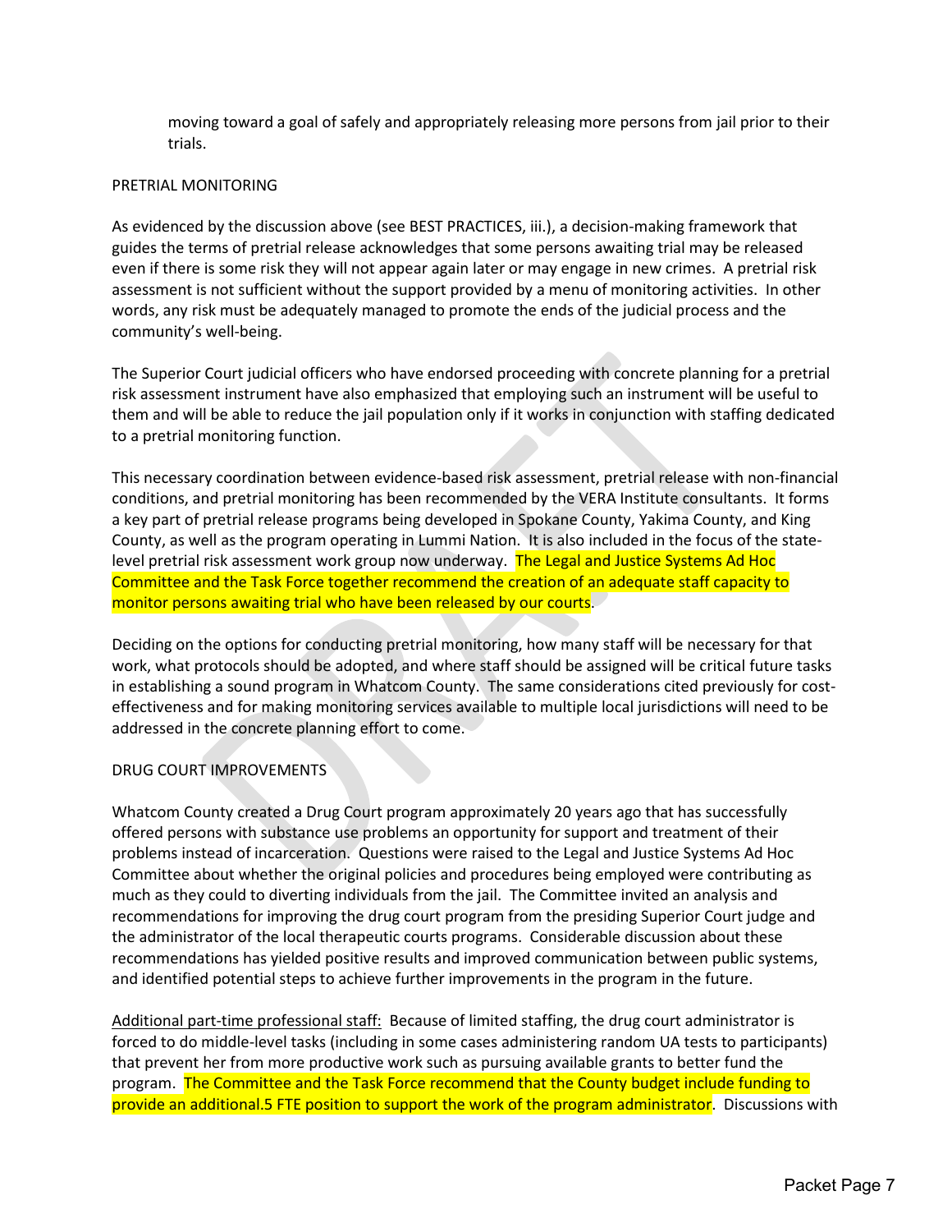moving toward a goal of safely and appropriately releasing more persons from jail prior to their trials.

PRETRIAL MONITORING

As evidenced by the discussion above (see BEST PRACTICES, iii.), a decision-making framework that guides the terms of pretrial release acknowledges that some persons awaiting trial may be released even if there is some risk they will not appear again later or may engage in new crimes. A pretrial risk assessment is not sufficient without the support provided by a menu of monitoring activities. In other words, any risk must be adequately managed to promote the ends of the judicial process and the community's well-being.

The Superior Court judicial officers who have endorsed proceeding with concrete planning for a pretrial risk assessment instrument have also emphasized that employing such an instrument will be useful to them and will be able to reduce the jail population only if it works in conjunction with staffing dedicated to a pretrial monitoring function.

This necessary coordination between evidence-based risk assessment, pretrial release with non-financial conditions, and pretrial monitoring has been recommended by the VERA Institute consultants. It forms a key part of pretrial release programs being developed in Spokane County, Yakima County, and King County, as well as the program operating in Lummi Nation. It is also included in the focus of the state-level pretrial risk assessment work group now underway. The Legal and Justice Systems Ad Hoc Committee and the Task Force together recommend the creation of an adequate staff capacity to monitor persons awaiting trial who have been released by our courts.

Deciding on the options for conducting pretrial monitoring, how many staff will be necessary for that work, what protocols should be adopted, and where staff should be assigned will be critical future tasks in establishing a sound program in Whatcom County. The same considerations cited previously for cost-effectiveness and for making monitoring services available to multiple local jurisdictions will need to be addressed in the concrete planning effort to come.

DRUG COURT IMPROVEMENTS

Whatcom County created a Drug Court program approximately 20 years ago that has successfully offered persons with substance use problems an opportunity for support and treatment of their problems instead of incarceration. Questions were raised to the Legal and Justice Systems Ad Hoc Committee about whether the original policies and procedures being employed were contributing as much as they could to diverting individuals from the jail. The Committee invited an analysis and recommendations for improving the drug court program from the presiding Superior Court judge and the administrator of the local therapeutic courts programs. Considerable discussion about these recommendations has yielded positive results and improved communication between public systems, and identified potential steps to achieve further improvements in the program in the future.

Additional part-time professional staff: Because of limited staffing, the drug court administrator is forced to do middle-level tasks (including in some cases administering random UA tests to participants) that prevent her from more productive work such as pursuing available grants to better fund the program. The Committee and the Task Force recommend that the County budget include funding to provide an additional.5 FTE position to support the work of the program administrator. Discussions with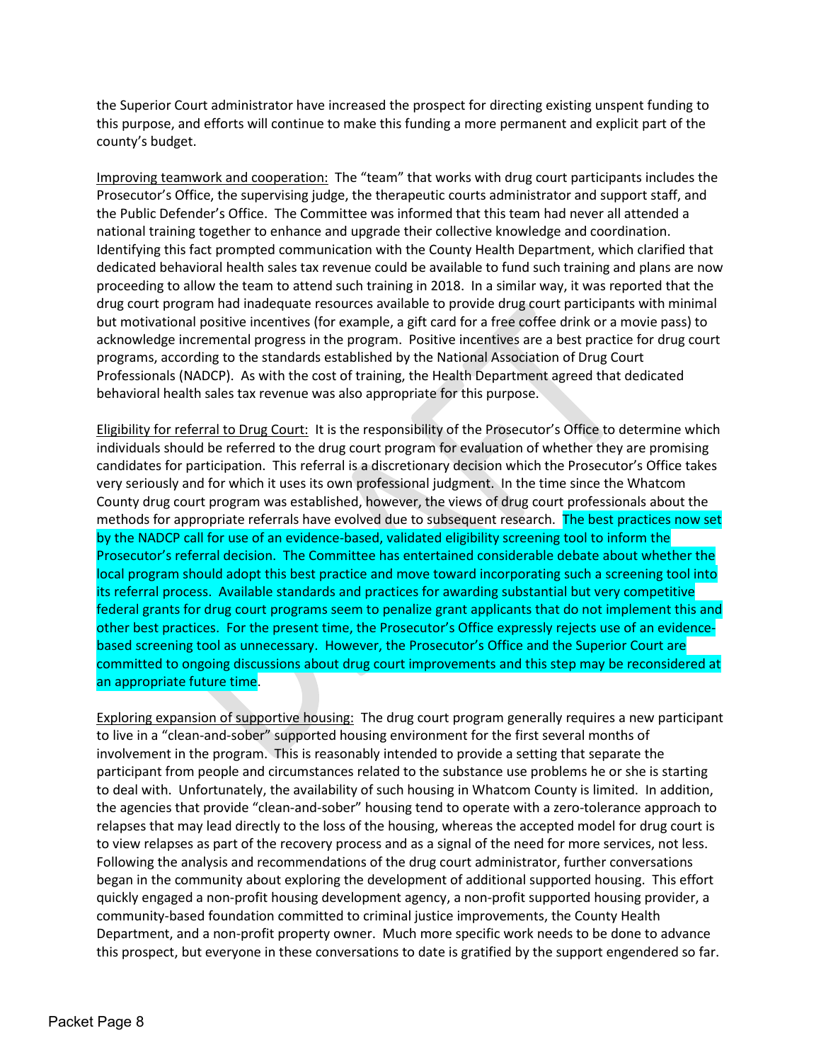the Superior Court administrator have increased the prospect for directing existing unspent funding to this purpose, and efforts will continue to make this funding a more permanent and explicit part of the county's budget.

<u>Improving teamwork and cooperation:</u> The "team" that works with drug court participants includes the Prosecutor's Office, the supervising judge, the therapeutic courts administrator and support staff, and the Public Defender's Office. The Committee was informed that this team had never all attended a national training together to enhance and upgrade their collective knowledge and coordination. Identifying this fact prompted communication with the County Health Department, which clarified that dedicated behavioral health sales tax revenue could be available to fund such training and plans are now proceeding to allow the team to attend such training in 2018. In a similar way, it was reported that the drug court program had inadequate resources available to provide drug court participants with minimal but motivational positive incentives (for example, a gift card for a free coffee drink or a movie pass) to acknowledge incremental progress in the program. Positive incentives are a best practice for drug court programs, according to the standards established by the National Association of Drug Court Professionals (NADCP). As with the cost of training, the Health Department agreed that dedicated behavioral health sales tax revenue was also appropriate for this purpose.

<u>Eligibility for referral to Drug Court:</u> It is the responsibility of the Prosecutor's Office to determine which individuals should be referred to the drug court program for evaluation of whether they are promising candidates for participation. This referral is a discretionary decision which the Prosecutor's Office takes very seriously and for which it uses its own professional judgment. In the time since the Whatcom County drug court program was established, however, the views of drug court professionals about the methods for appropriate referrals have evolved due to subsequent research. The best practices now set by the NADCP call for use of an evidence-based, validated eligibility screening tool to inform the Prosecutor's referral decision. The Committee has entertained considerable debate about whether the local program should adopt this best practice and move toward incorporating such a screening tool into its referral process. Available standards and practices for awarding substantial but very competitive federal grants for drug court programs seem to penalize grant applicants that do not implement this and other best practices. For the present time, the Prosecutor's Office expressly rejects use of an evidence-based screening tool as unnecessary. However, the Prosecutor's Office and the Superior Court are committed to ongoing discussions about drug court improvements and this step may be reconsidered at an appropriate future time.

<u>Exploring expansion of supportive housing:</u> The drug court program generally requires a new participant to live in a "clean-and-sober" supported housing environment for the first several months of involvement in the program. This is reasonably intended to provide a setting that separate the participant from people and circumstances related to the substance use problems he or she is starting to deal with. Unfortunately, the availability of such housing in Whatcom County is limited. In addition, the agencies that provide "clean-and-sober" housing tend to operate with a zero-tolerance approach to relapses that may lead directly to the loss of the housing, whereas the accepted model for drug court is to view relapses as part of the recovery process and as a signal of the need for more services, not less. Following the analysis and recommendations of the drug court administrator, further conversations began in the community about exploring the development of additional supported housing. This effort quickly engaged a non-profit housing development agency, a non-profit supported housing provider, a community-based foundation committed to criminal justice improvements, the County Health Department, and a non-profit property owner. Much more specific work needs to be done to advance this prospect, but everyone in these conversations to date is gratified by the support engendered so far.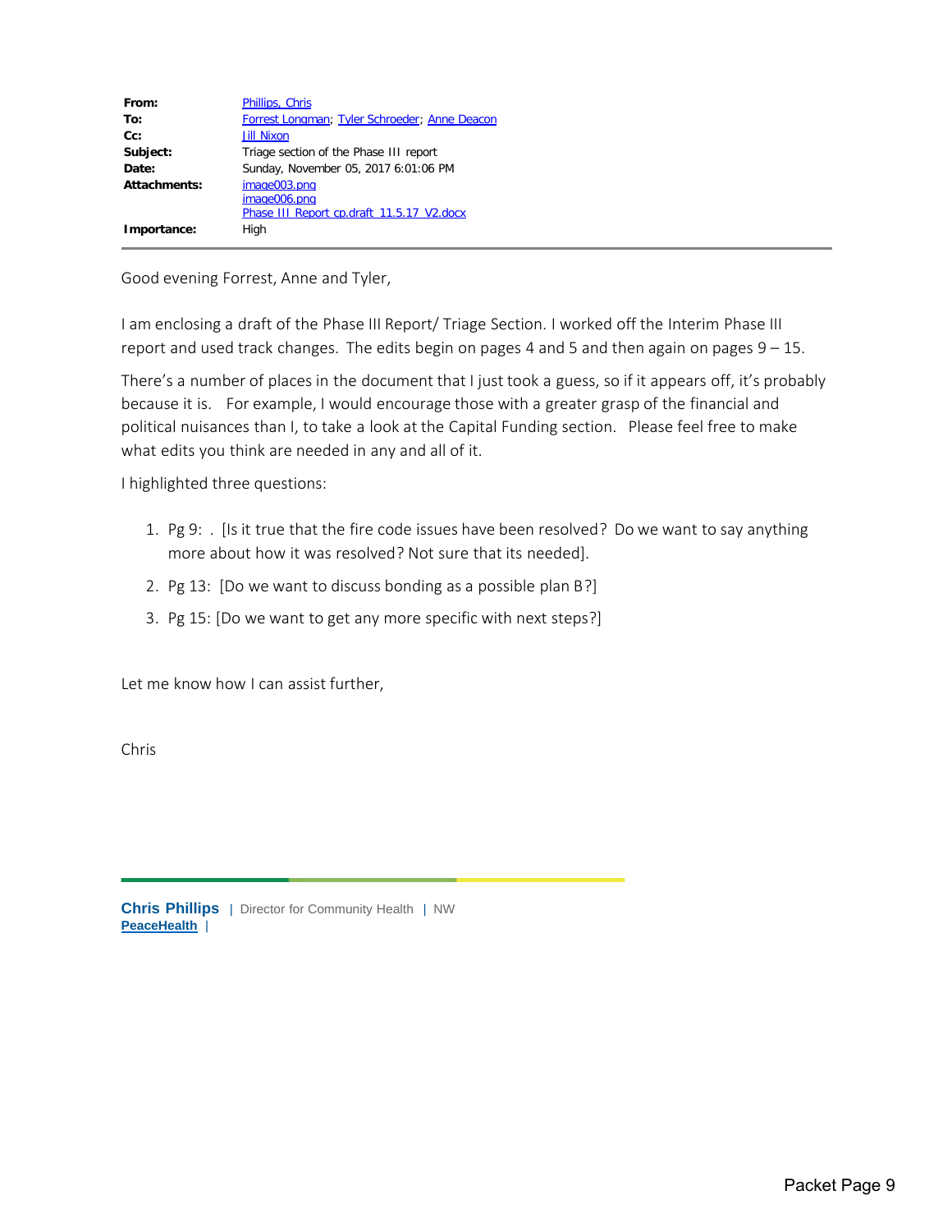| | |
|---|---|
| **From:** | Phillips, Chris |
| **To:** | Forrest Longman; Tyler Schroeder; Anne Deacon |
| **Cc:** | Jill Nixon |
| **Subject:** | Triage section of the Phase III report |
| **Date:** | Sunday, November 05, 2017 6:01:06 PM |
| **Attachments:** | image003.png<br>image006.png<br>Phase III Report cp.draft 11.5.17 V2.docx |
| **Importance:** | High |

Good evening Forrest, Anne and Tyler,

I am enclosing a draft of the Phase III Report/ Triage Section. I worked off the Interim Phase III report and used track changes. The edits begin on pages 4 and 5 and then again on pages 9 – 15.

There's a number of places in the document that I just took a guess, so if it appears off, it's probably because it is. For example, I would encourage those with a greater grasp of the financial and political nuisances than I, to take a look at the Capital Funding section. Please feel free to make what edits you think are needed in any and all of it.

I highlighted three questions:

1. Pg 9: . [Is it true that the fire code issues have been resolved? Do we want to say anything more about how it was resolved? Not sure that its needed].
2. Pg 13: [Do we want to discuss bonding as a possible plan B?]
3. Pg 15: [Do we want to get any more specific with next steps?]

Let me know how I can assist further,

Chris

**Chris Phillips** | Director for Community Health | NW
**PeaceHealth** |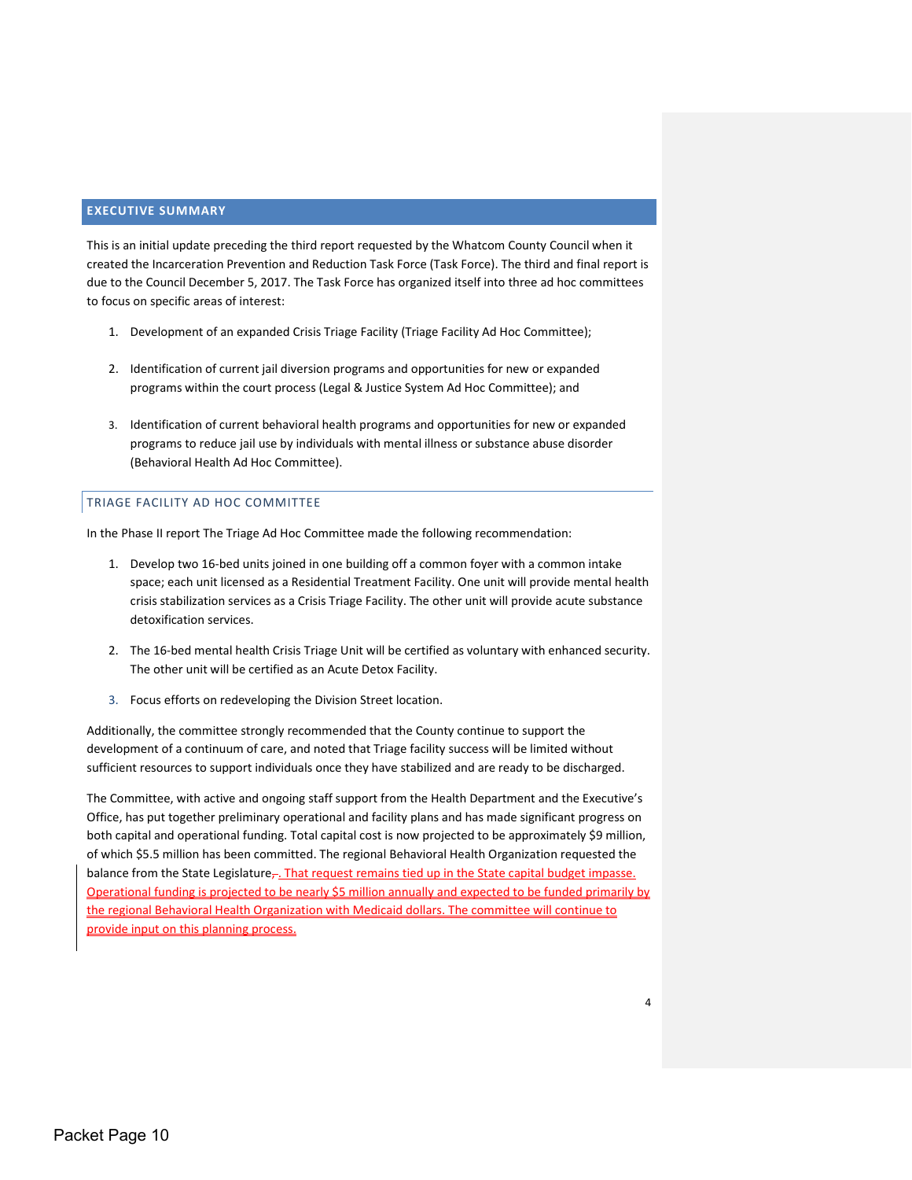## EXECUTIVE SUMMARY

This is an initial update preceding the third report requested by the Whatcom County Council when it created the Incarceration Prevention and Reduction Task Force (Task Force). The third and final report is due to the Council December 5, 2017. The Task Force has organized itself into three ad hoc committees to focus on specific areas of interest:

1. Development of an expanded Crisis Triage Facility (Triage Facility Ad Hoc Committee);
2. Identification of current jail diversion programs and opportunities for new or expanded programs within the court process (Legal & Justice System Ad Hoc Committee); and
3. Identification of current behavioral health programs and opportunities for new or expanded programs to reduce jail use by individuals with mental illness or substance abuse disorder (Behavioral Health Ad Hoc Committee).

### TRIAGE FACILITY AD HOC COMMITTEE

In the Phase II report The Triage Ad Hoc Committee made the following recommendation:

1. Develop two 16-bed units joined in one building off a common foyer with a common intake space; each unit licensed as a Residential Treatment Facility. One unit will provide mental health crisis stabilization services as a Crisis Triage Facility. The other unit will provide acute substance detoxification services.
2. The 16-bed mental health Crisis Triage Unit will be certified as voluntary with enhanced security. The other unit will be certified as an Acute Detox Facility.
3. Focus efforts on redeveloping the Division Street location.

Additionally, the committee strongly recommended that the County continue to support the development of a continuum of care, and noted that Triage facility success will be limited without sufficient resources to support individuals once they have stabilized and are ready to be discharged.

The Committee, with active and ongoing staff support from the Health Department and the Executive's Office, has put together preliminary operational and facility plans and has made significant progress on both capital and operational funding. Total capital cost is now projected to be approximately $9 million, of which $5.5 million has been committed. The regional Behavioral Health Organization requested the balance from the State Legislature~~,~~. That request remains tied up in the State capital budget impasse. Operational funding is projected to be nearly $5 million annually and expected to be funded primarily by the regional Behavioral Health Organization with Medicaid dollars. The committee will continue to provide input on this planning process.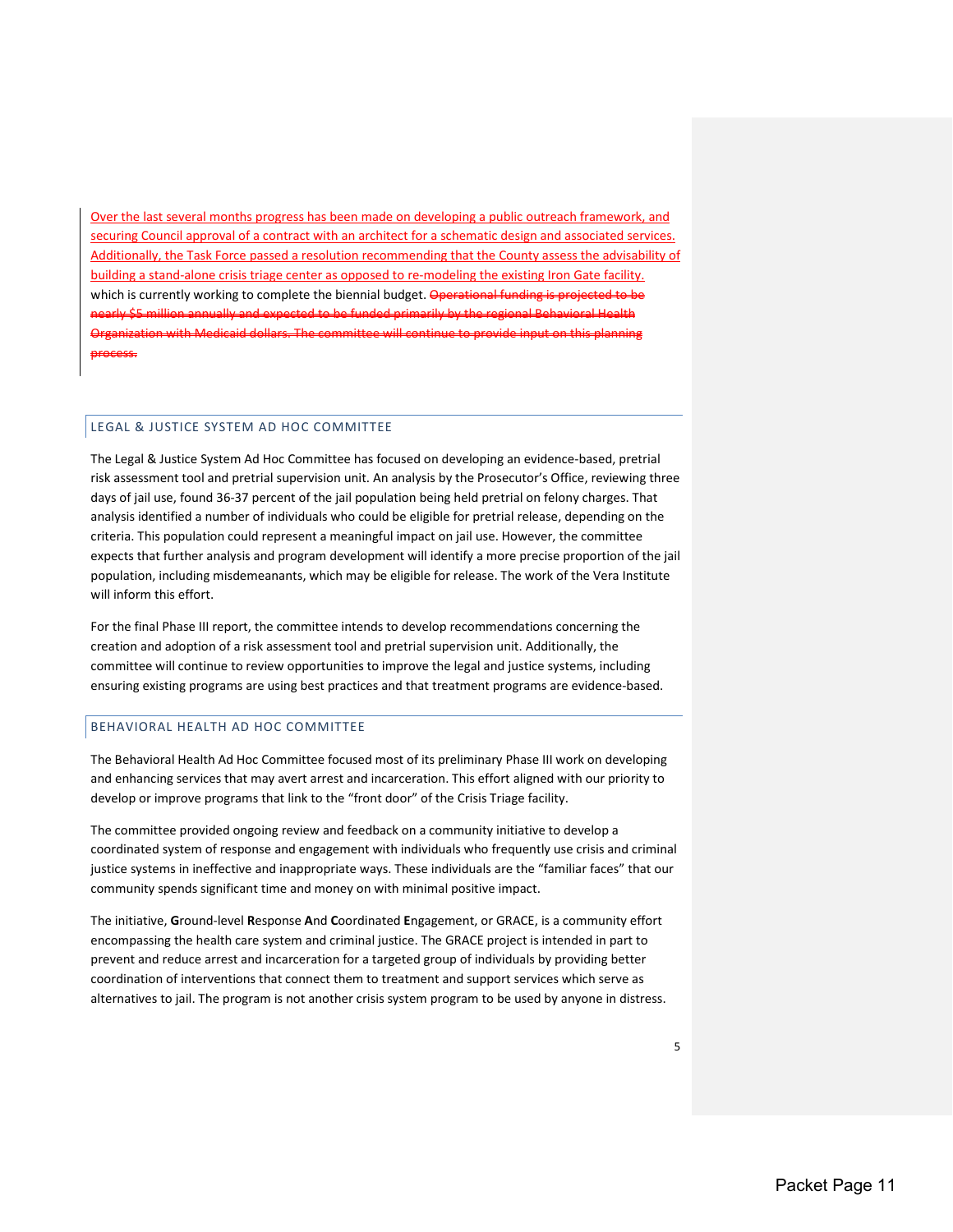Over the last several months progress has been made on developing a public outreach framework, and securing Council approval of a contract with an architect for a schematic design and associated services. Additionally, the Task Force passed a resolution recommending that the County assess the advisability of building a stand-alone crisis triage center as opposed to re-modeling the existing Iron Gate facility. which is currently working to complete the biennial budget. ~~Operational funding is projected to be nearly $5 million annually and expected to be funded primarily by the regional Behavioral Health Organization with Medicaid dollars. The committee will continue to provide input on this planning process.~~

## LEGAL & JUSTICE SYSTEM AD HOC COMMITTEE

The Legal & Justice System Ad Hoc Committee has focused on developing an evidence-based, pretrial risk assessment tool and pretrial supervision unit. An analysis by the Prosecutor's Office, reviewing three days of jail use, found 36-37 percent of the jail population being held pretrial on felony charges. That analysis identified a number of individuals who could be eligible for pretrial release, depending on the criteria. This population could represent a meaningful impact on jail use. However, the committee expects that further analysis and program development will identify a more precise proportion of the jail population, including misdemeanants, which may be eligible for release. The work of the Vera Institute will inform this effort.

For the final Phase III report, the committee intends to develop recommendations concerning the creation and adoption of a risk assessment tool and pretrial supervision unit. Additionally, the committee will continue to review opportunities to improve the legal and justice systems, including ensuring existing programs are using best practices and that treatment programs are evidence-based.

## BEHAVIORAL HEALTH AD HOC COMMITTEE

The Behavioral Health Ad Hoc Committee focused most of its preliminary Phase III work on developing and enhancing services that may avert arrest and incarceration. This effort aligned with our priority to develop or improve programs that link to the "front door" of the Crisis Triage facility.

The committee provided ongoing review and feedback on a community initiative to develop a coordinated system of response and engagement with individuals who frequently use crisis and criminal justice systems in ineffective and inappropriate ways. These individuals are the "familiar faces" that our community spends significant time and money on with minimal positive impact.

The initiative, **G**round-level **R**esponse **A**nd **C**oordinated **E**ngagement, or GRACE, is a community effort encompassing the health care system and criminal justice. The GRACE project is intended in part to prevent and reduce arrest and incarceration for a targeted group of individuals by providing better coordination of interventions that connect them to treatment and support services which serve as alternatives to jail. The program is not another crisis system program to be used by anyone in distress.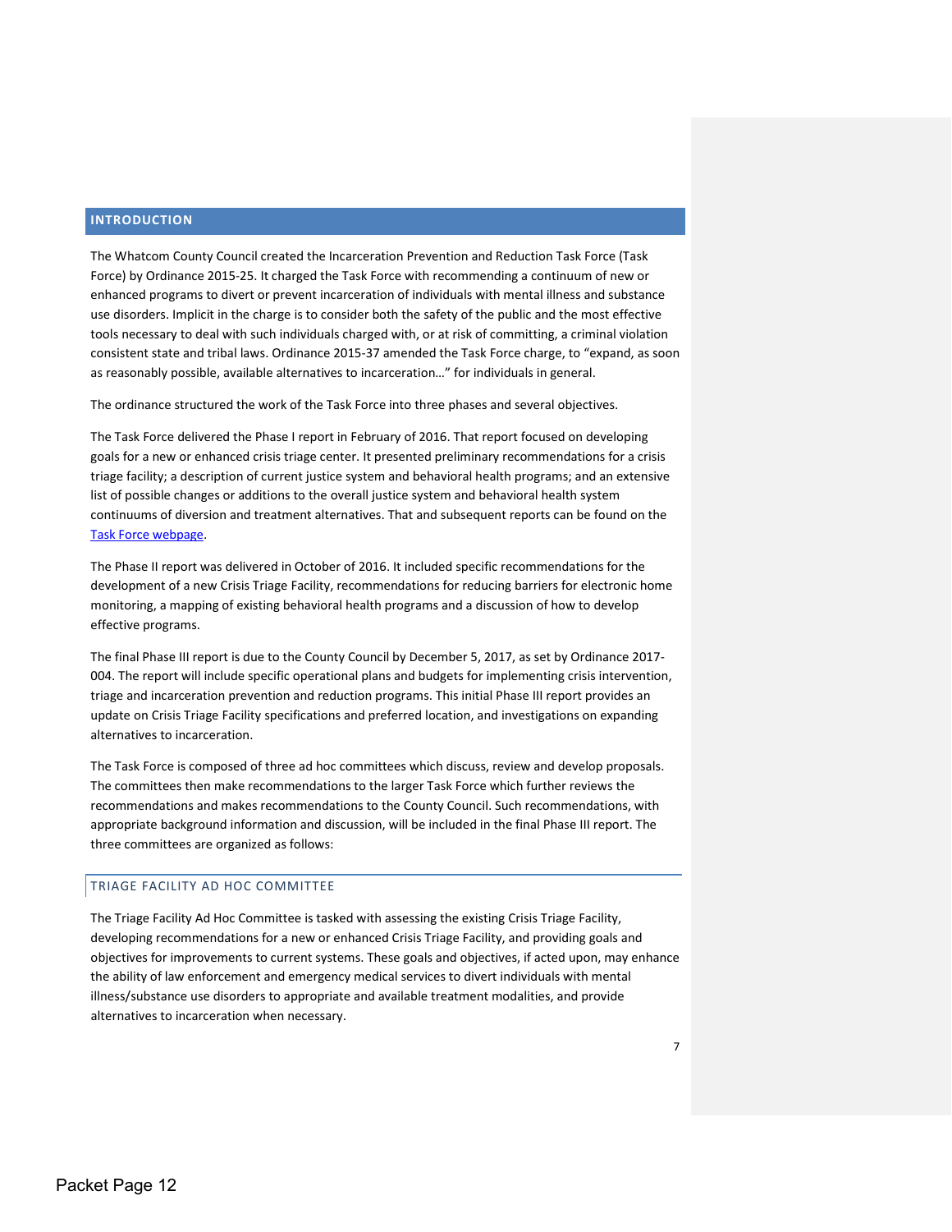## INTRODUCTION

The Whatcom County Council created the Incarceration Prevention and Reduction Task Force (Task Force) by Ordinance 2015-25. It charged the Task Force with recommending a continuum of new or enhanced programs to divert or prevent incarceration of individuals with mental illness and substance use disorders. Implicit in the charge is to consider both the safety of the public and the most effective tools necessary to deal with such individuals charged with, or at risk of committing, a criminal violation consistent state and tribal laws. Ordinance 2015-37 amended the Task Force charge, to "expand, as soon as reasonably possible, available alternatives to incarceration…" for individuals in general.

The ordinance structured the work of the Task Force into three phases and several objectives.

The Task Force delivered the Phase I report in February of 2016. That report focused on developing goals for a new or enhanced crisis triage center. It presented preliminary recommendations for a crisis triage facility; a description of current justice system and behavioral health programs; and an extensive list of possible changes or additions to the overall justice system and behavioral health system continuums of diversion and treatment alternatives. That and subsequent reports can be found on the [Task Force webpage].

The Phase II report was delivered in October of 2016. It included specific recommendations for the development of a new Crisis Triage Facility, recommendations for reducing barriers for electronic home monitoring, a mapping of existing behavioral health programs and a discussion of how to develop effective programs.

The final Phase III report is due to the County Council by December 5, 2017, as set by Ordinance 2017-004. The report will include specific operational plans and budgets for implementing crisis intervention, triage and incarceration prevention and reduction programs. This initial Phase III report provides an update on Crisis Triage Facility specifications and preferred location, and investigations on expanding alternatives to incarceration.

The Task Force is composed of three ad hoc committees which discuss, review and develop proposals. The committees then make recommendations to the larger Task Force which further reviews the recommendations and makes recommendations to the County Council. Such recommendations, with appropriate background information and discussion, will be included in the final Phase III report. The three committees are organized as follows:

### TRIAGE FACILITY AD HOC COMMITTEE

The Triage Facility Ad Hoc Committee is tasked with assessing the existing Crisis Triage Facility, developing recommendations for a new or enhanced Crisis Triage Facility, and providing goals and objectives for improvements to current systems. These goals and objectives, if acted upon, may enhance the ability of law enforcement and emergency medical services to divert individuals with mental illness/substance use disorders to appropriate and available treatment modalities, and provide alternatives to incarceration when necessary.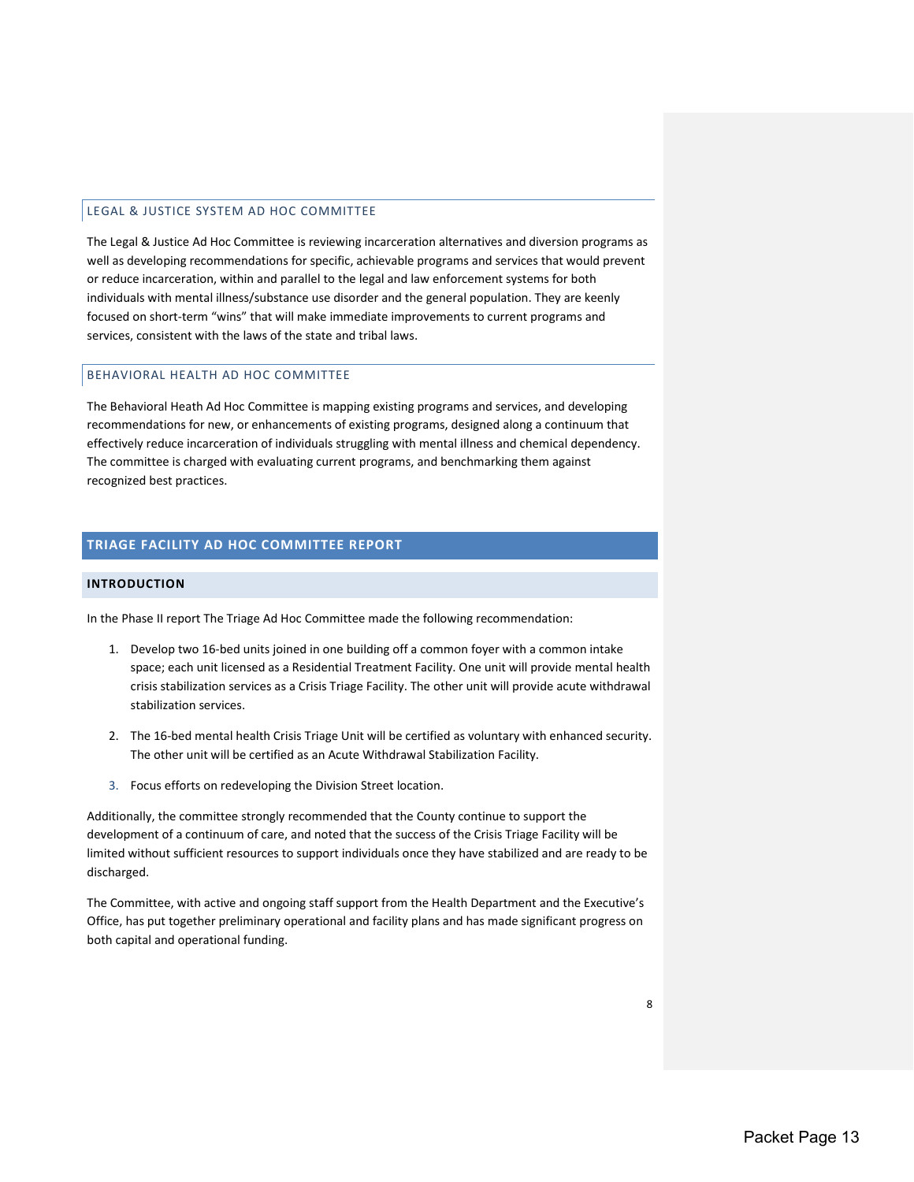### LEGAL & JUSTICE SYSTEM AD HOC COMMITTEE

The Legal & Justice Ad Hoc Committee is reviewing incarceration alternatives and diversion programs as well as developing recommendations for specific, achievable programs and services that would prevent or reduce incarceration, within and parallel to the legal and law enforcement systems for both individuals with mental illness/substance use disorder and the general population. They are keenly focused on short-term "wins" that will make immediate improvements to current programs and services, consistent with the laws of the state and tribal laws.

### BEHAVIORAL HEALTH AD HOC COMMITTEE

The Behavioral Heath Ad Hoc Committee is mapping existing programs and services, and developing recommendations for new, or enhancements of existing programs, designed along a continuum that effectively reduce incarceration of individuals struggling with mental illness and chemical dependency. The committee is charged with evaluating current programs, and benchmarking them against recognized best practices.

## TRIAGE FACILITY AD HOC COMMITTEE REPORT

### INTRODUCTION

In the Phase II report The Triage Ad Hoc Committee made the following recommendation:

1. Develop two 16-bed units joined in one building off a common foyer with a common intake space; each unit licensed as a Residential Treatment Facility. One unit will provide mental health crisis stabilization services as a Crisis Triage Facility. The other unit will provide acute withdrawal stabilization services.
2. The 16-bed mental health Crisis Triage Unit will be certified as voluntary with enhanced security. The other unit will be certified as an Acute Withdrawal Stabilization Facility.
3. Focus efforts on redeveloping the Division Street location.

Additionally, the committee strongly recommended that the County continue to support the development of a continuum of care, and noted that the success of the Crisis Triage Facility will be limited without sufficient resources to support individuals once they have stabilized and are ready to be discharged.

The Committee, with active and ongoing staff support from the Health Department and the Executive's Office, has put together preliminary operational and facility plans and has made significant progress on both capital and operational funding.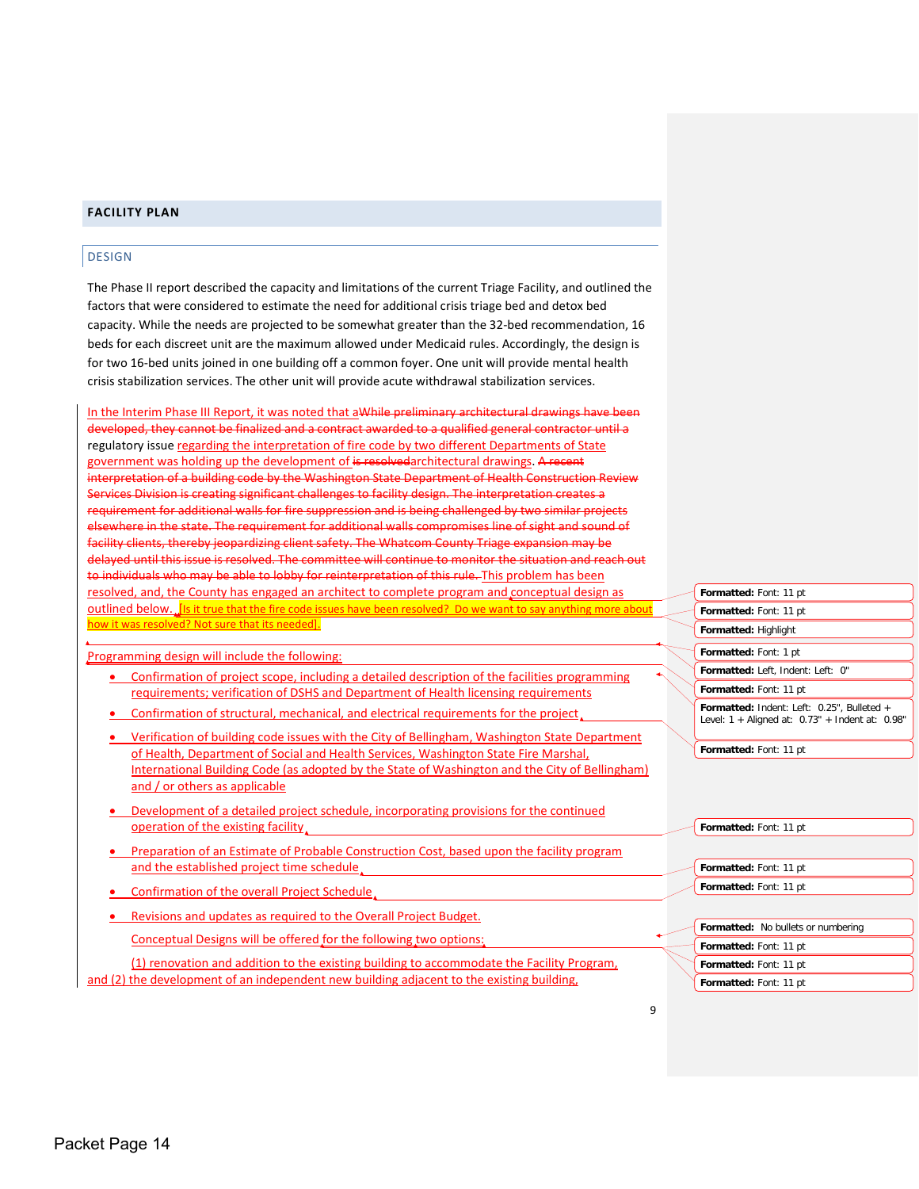## FACILITY PLAN

### DESIGN

The Phase II report described the capacity and limitations of the current Triage Facility, and outlined the factors that were considered to estimate the need for additional crisis triage bed and detox bed capacity. While the needs are projected to be somewhat greater than the 32-bed recommendation, 16 beds for each discreet unit are the maximum allowed under Medicaid rules. Accordingly, the design is for two 16-bed units joined in one building off a common foyer. One unit will provide mental health crisis stabilization services. The other unit will provide acute withdrawal stabilization services.

In the Interim Phase III Report, it was noted that a~~While preliminary architectural drawings have been developed, they cannot be finalized and a contract awarded to a qualified general contractor until a~~ regulatory issue regarding the interpretation of fire code by two different Departments of State government was holding up the development of ~~is resolved~~architectural drawings. ~~A recent interpretation of a building code by the Washington State Department of Health Construction Review Services Division is creating significant challenges to facility design. The interpretation creates a requirement for additional walls for fire suppression and is being challenged by two similar projects elsewhere in the state. The requirement for additional walls compromises line of sight and sound of facility clients, thereby jeopardizing client safety. The Whatcom County Triage expansion may be delayed until this issue is resolved. The committee will continue to monitor the situation and reach out to individuals who may be able to lobby for reinterpretation of this rule.~~ This problem has been resolved, and, the County has engaged an architect to complete program and conceptual design as outlined below. [Is it true that the fire code issues have been resolved? Do we want to say anything more about how it was resolved? Not sure that its needed].

Programming design will include the following:

- Confirmation of project scope, including a detailed description of the facilities programming requirements; verification of DSHS and Department of Health licensing requirements
- Confirmation of structural, mechanical, and electrical requirements for the project
- Verification of building code issues with the City of Bellingham, Washington State Department of Health, Department of Social and Health Services, Washington State Fire Marshal, International Building Code (as adopted by the State of Washington and the City of Bellingham) and / or others as applicable
- Development of a detailed project schedule, incorporating provisions for the continued operation of the existing facility
- Preparation of an Estimate of Probable Construction Cost, based upon the facility program and the established project time schedule
- Confirmation of the overall Project Schedule
- Revisions and updates as required to the Overall Project Budget.

Conceptual Designs will be offered for the following two options:

(1) renovation and addition to the existing building to accommodate the Facility Program, and (2) the development of an independent new building adjacent to the existing building.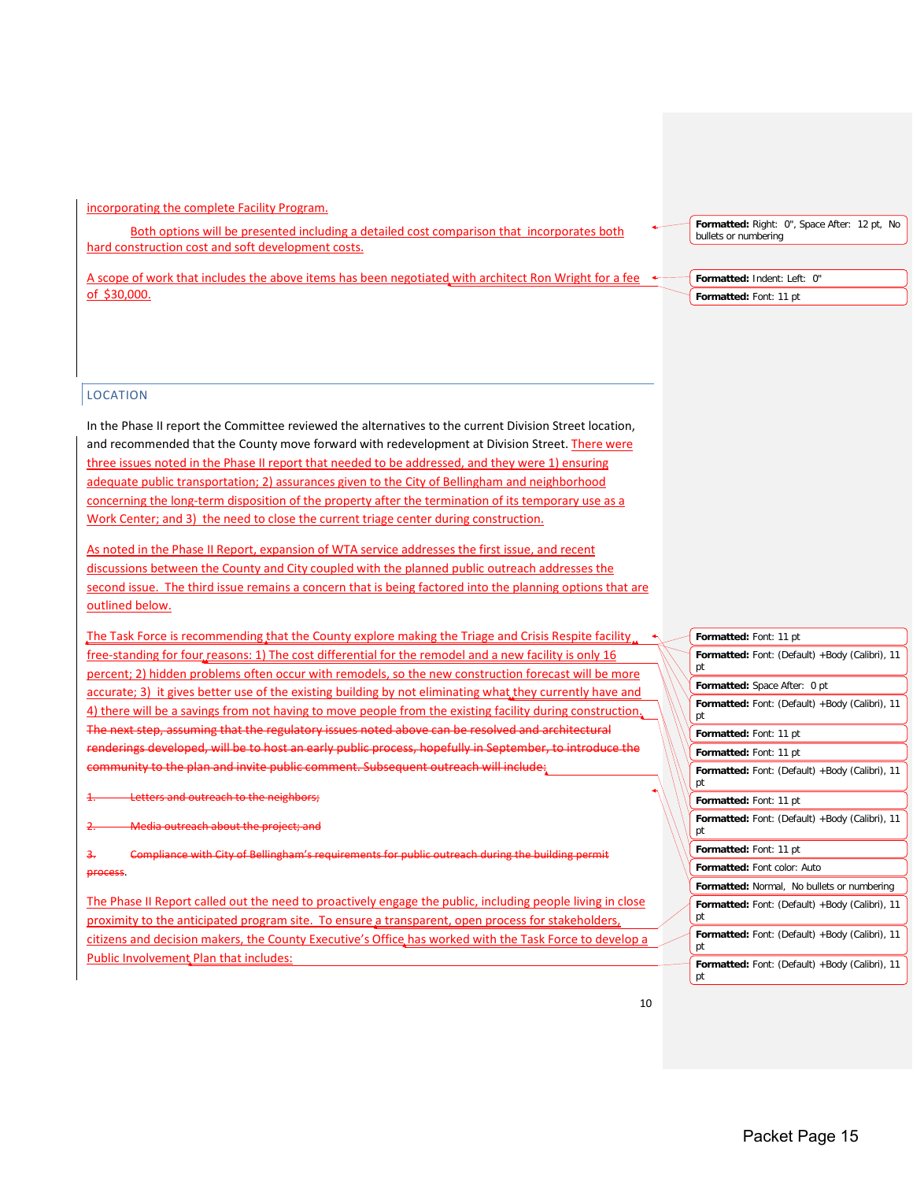incorporating the complete Facility Program.

Both options will be presented including a detailed cost comparison that incorporates both hard construction cost and soft development costs.

A scope of work that includes the above items has been negotiated with architect Ron Wright for a fee of $30,000.

## LOCATION

In the Phase II report the Committee reviewed the alternatives to the current Division Street location, and recommended that the County move forward with redevelopment at Division Street. There were three issues noted in the Phase II report that needed to be addressed, and they were 1) ensuring adequate public transportation; 2) assurances given to the City of Bellingham and neighborhood concerning the long-term disposition of the property after the termination of its temporary use as a Work Center; and 3) the need to close the current triage center during construction.

As noted in the Phase II Report, expansion of WTA service addresses the first issue, and recent discussions between the County and City coupled with the planned public outreach addresses the second issue. The third issue remains a concern that is being factored into the planning options that are outlined below.

The Task Force is recommending that the County explore making the Triage and Crisis Respite facility free-standing for four reasons: 1) The cost differential for the remodel and a new facility is only 16 percent; 2) hidden problems often occur with remodels, so the new construction forecast will be more accurate; 3) it gives better use of the existing building by not eliminating what they currently have and 4) there will be a savings from not having to move people from the existing facility during construction.

~~The next step, assuming that the regulatory issues noted above can be resolved and architectural renderings developed, will be to host an early public process, hopefully in September, to introduce the community to the plan and invite public comment. Subsequent outreach will include:~~

~~1. Letters and outreach to the neighbors;~~

~~2. Media outreach about the project; and~~

~~3. Compliance with City of Bellingham's requirements for public outreach during the building permit process.~~

The Phase II Report called out the need to proactively engage the public, including people living in close proximity to the anticipated program site. To ensure a transparent, open process for stakeholders, citizens and decision makers, the County Executive's Office has worked with the Task Force to develop a Public Involvement Plan that includes: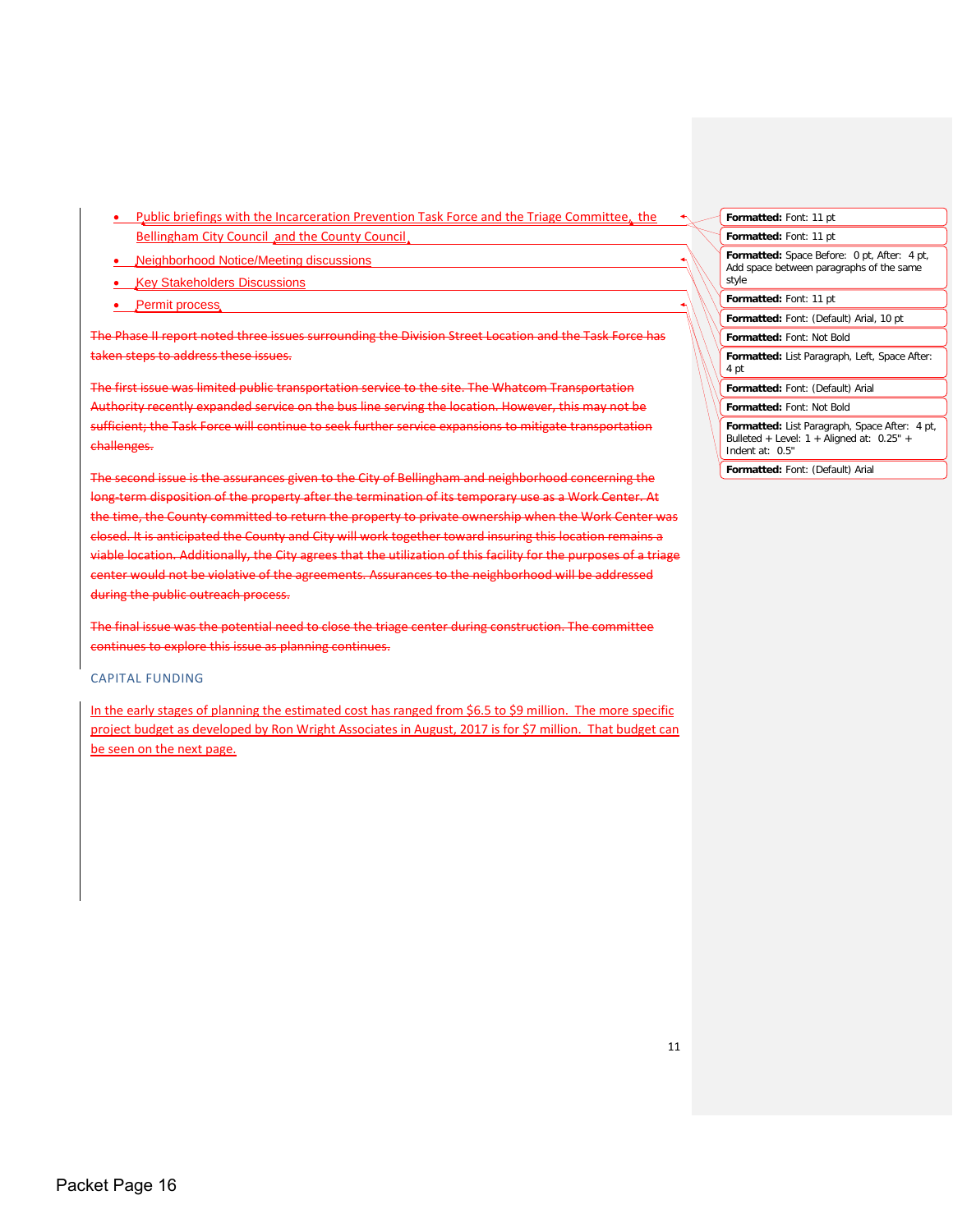- Public briefings with the Incarceration Prevention Task Force and the Triage Committee, the Bellingham City Council and the County Council
- Neighborhood Notice/Meeting discussions
- Key Stakeholders Discussions
- Permit process

~~The Phase II report noted three issues surrounding the Division Street Location and the Task Force has taken steps to address these issues.~~

~~The first issue was limited public transportation service to the site. The Whatcom Transportation Authority recently expanded service on the bus line serving the location. However, this may not be sufficient; the Task Force will continue to seek further service expansions to mitigate transportation challenges.~~

~~The second issue is the assurances given to the City of Bellingham and neighborhood concerning the long-term disposition of the property after the termination of its temporary use as a Work Center. At the time, the County committed to return the property to private ownership when the Work Center was closed. It is anticipated the County and City will work together toward insuring this location remains a viable location. Additionally, the City agrees that the utilization of this facility for the purposes of a triage center would not be violative of the agreements. Assurances to the neighborhood will be addressed during the public outreach process.~~

~~The final issue was the potential need to close the triage center during construction. The committee continues to explore this issue as planning continues.~~

## CAPITAL FUNDING

In the early stages of planning the estimated cost has ranged from $6.5 to $9 million. The more specific project budget as developed by Ron Wright Associates in August, 2017 is for $7 million. That budget can be seen on the next page.

Formatted: Font: 11 pt

Formatted: Font: 11 pt

Formatted: Space Before: 0 pt, After: 4 pt, Add space between paragraphs of the same style

Formatted: Font: 11 pt

Formatted: Font: (Default) Arial, 10 pt

Formatted: Font: Not Bold

Formatted: List Paragraph, Left, Space After: 4 pt

Formatted: Font: (Default) Arial

Formatted: Font: Not Bold

Formatted: List Paragraph, Space After: 4 pt, Bulleted + Level: 1 + Aligned at: 0.25" + Indent at: 0.5"

Formatted: Font: (Default) Arial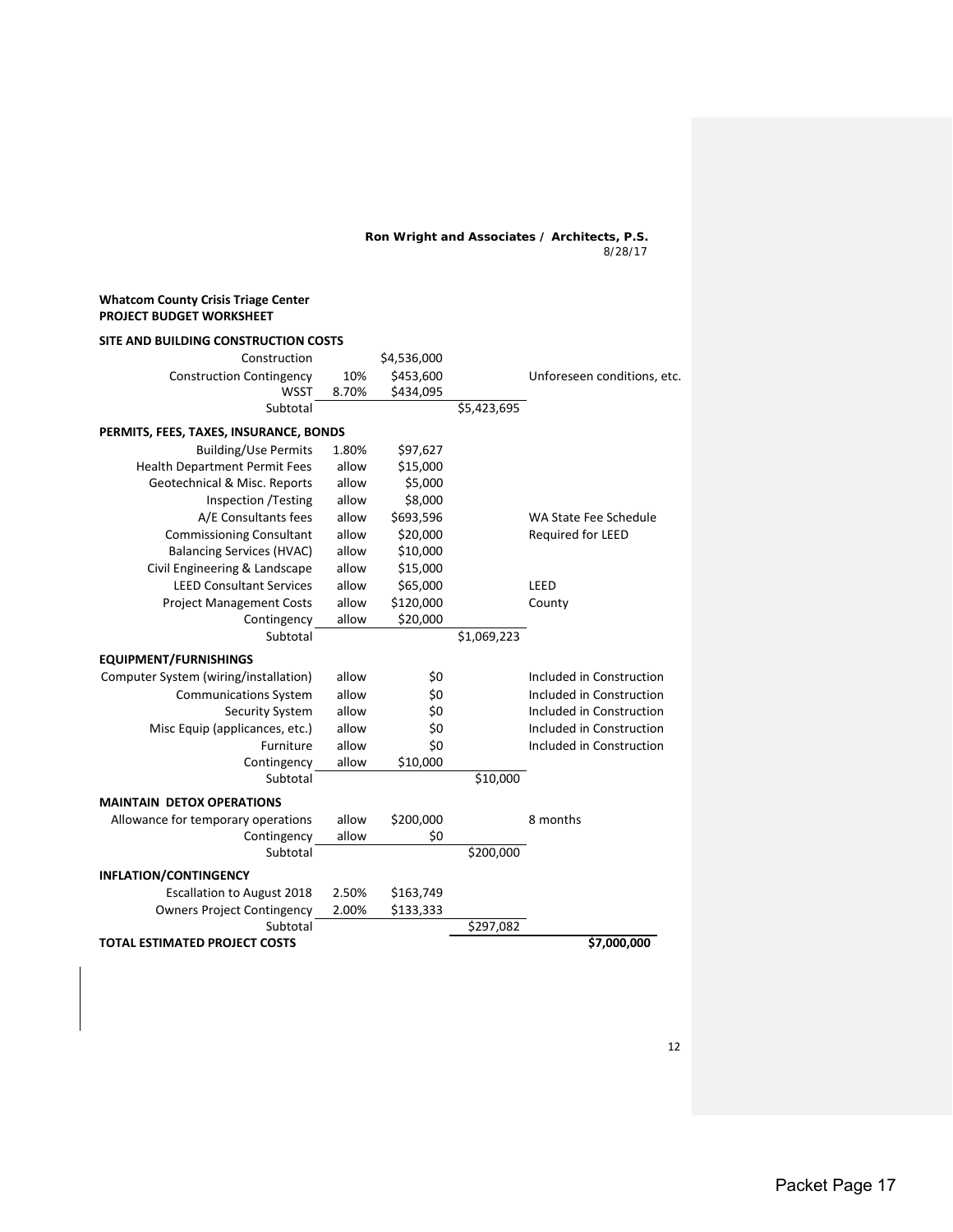**Ron Wright and Associates / Architects, P.S.**
8/28/17

**Whatcom County Crisis Triage Center**
**PROJECT BUDGET WORKSHEET**

| | | | | |
|---|---|---|---|---|
| **SITE AND BUILDING CONSTRUCTION COSTS** | | | | |
| Construction | | $4,536,000 | | |
| Construction Contingency | 10% | $453,600 | | Unforeseen conditions, etc. |
| WSST | 8.70% | $434,095 | | |
| Subtotal | | | $5,423,695 | |
| **PERMITS, FEES, TAXES, INSURANCE, BONDS** | | | | |
| Building/Use Permits | 1.80% | $97,627 | | |
| Health Department Permit Fees | allow | $15,000 | | |
| Geotechnical & Misc. Reports | allow | $5,000 | | |
| Inspection /Testing | allow | $8,000 | | |
| A/E Consultants fees | allow | $693,596 | | WA State Fee Schedule |
| Commissioning Consultant | allow | $20,000 | | Required for LEED |
| Balancing Services (HVAC) | allow | $10,000 | | |
| Civil Engineering & Landscape | allow | $15,000 | | |
| LEED Consultant Services | allow | $65,000 | | LEED |
| Project Management Costs | allow | $120,000 | | County |
| Contingency | allow | $20,000 | | |
| Subtotal | | | $1,069,223 | |
| **EQUIPMENT/FURNISHINGS** | | | | |
| Computer System (wiring/installation) | allow | $0 | | Included in Construction |
| Communications System | allow | $0 | | Included in Construction |
| Security System | allow | $0 | | Included in Construction |
| Misc Equip (applicances, etc.) | allow | $0 | | Included in Construction |
| Furniture | allow | $0 | | Included in Construction |
| Contingency | allow | $10,000 | | |
| Subtotal | | | $10,000 | |
| **MAINTAIN DETOX OPERATIONS** | | | | |
| Allowance for temporary operations | allow | $200,000 | | 8 months |
| Contingency | allow | $0 | | |
| Subtotal | | | $200,000 | |
| **INFLATION/CONTINGENCY** | | | | |
| Escallation to August 2018 | 2.50% | $163,749 | | |
| Owners Project Contingency | 2.00% | $133,333 | | |
| Subtotal | | | $297,082 | |
| **TOTAL ESTIMATED PROJECT COSTS** | | | | **$7,000,000** |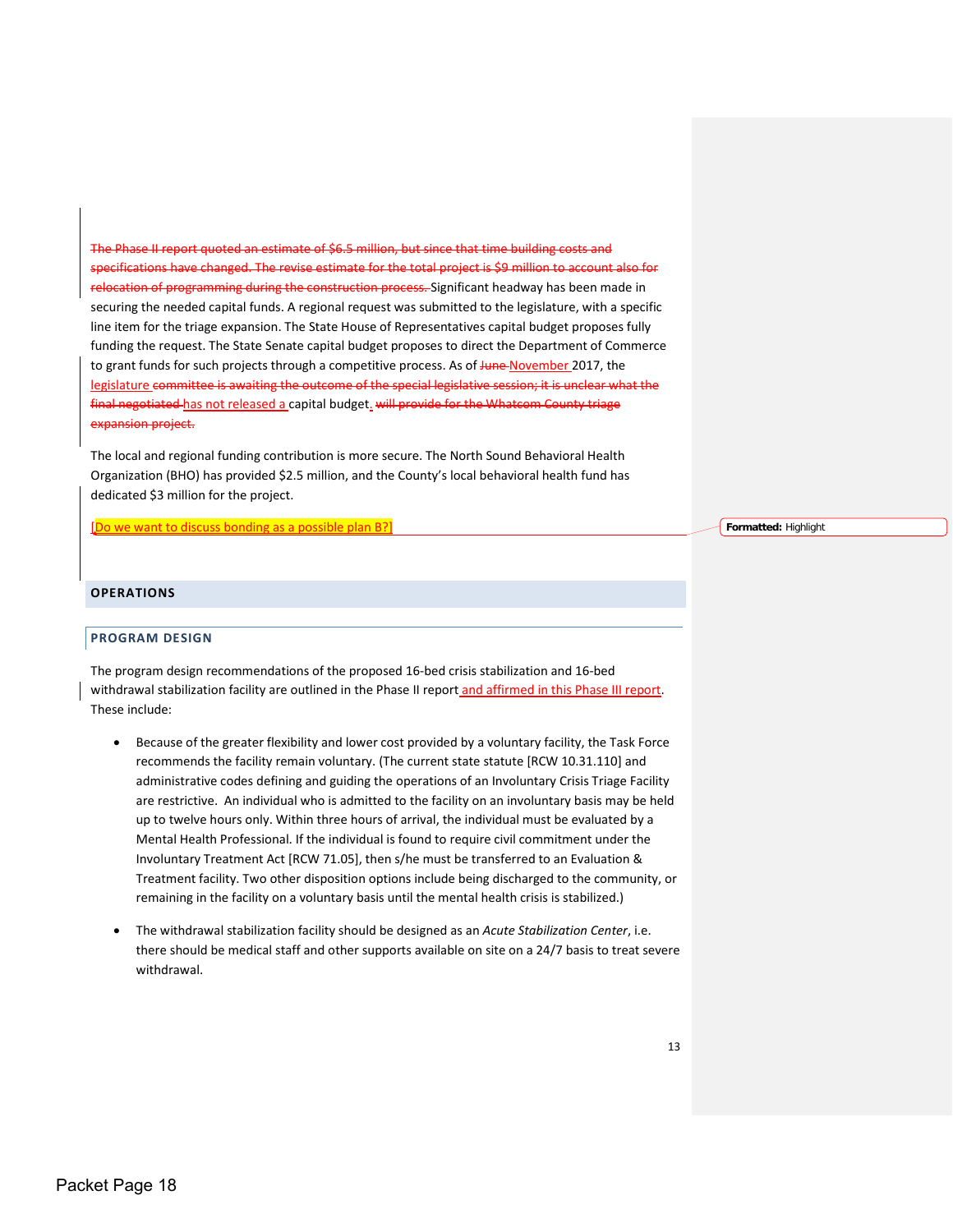The Phase II report quoted an estimate of $6.5 million, but since that time building costs and specifications have changed. The revise estimate for the total project is $9 million to account also for relocation of programming during the construction process. Significant headway has been made in securing the needed capital funds. A regional request was submitted to the legislature, with a specific line item for the triage expansion. The State House of Representatives capital budget proposes fully funding the request. The State Senate capital budget proposes to direct the Department of Commerce to grant funds for such projects through a competitive process. As of June November 2017, the legislature committee is awaiting the outcome of the special legislative session; it is unclear what the final negotiated has not released a capital budget. will provide for the Whatcom County triage expansion project.

The local and regional funding contribution is more secure. The North Sound Behavioral Health Organization (BHO) has provided $2.5 million, and the County's local behavioral health fund has dedicated $3 million for the project.

[Do we want to discuss bonding as a possible plan B?]

## OPERATIONS

### PROGRAM DESIGN

The program design recommendations of the proposed 16-bed crisis stabilization and 16-bed withdrawal stabilization facility are outlined in the Phase II report and affirmed in this Phase III report. These include:

- Because of the greater flexibility and lower cost provided by a voluntary facility, the Task Force recommends the facility remain voluntary. (The current state statute [RCW 10.31.110] and administrative codes defining and guiding the operations of an Involuntary Crisis Triage Facility are restrictive. An individual who is admitted to the facility on an involuntary basis may be held up to twelve hours only. Within three hours of arrival, the individual must be evaluated by a Mental Health Professional. If the individual is found to require civil commitment under the Involuntary Treatment Act [RCW 71.05], then s/he must be transferred to an Evaluation & Treatment facility. Two other disposition options include being discharged to the community, or remaining in the facility on a voluntary basis until the mental health crisis is stabilized.)

- The withdrawal stabilization facility should be designed as an *Acute Stabilization Center*, i.e. there should be medical staff and other supports available on site on a 24/7 basis to treat severe withdrawal.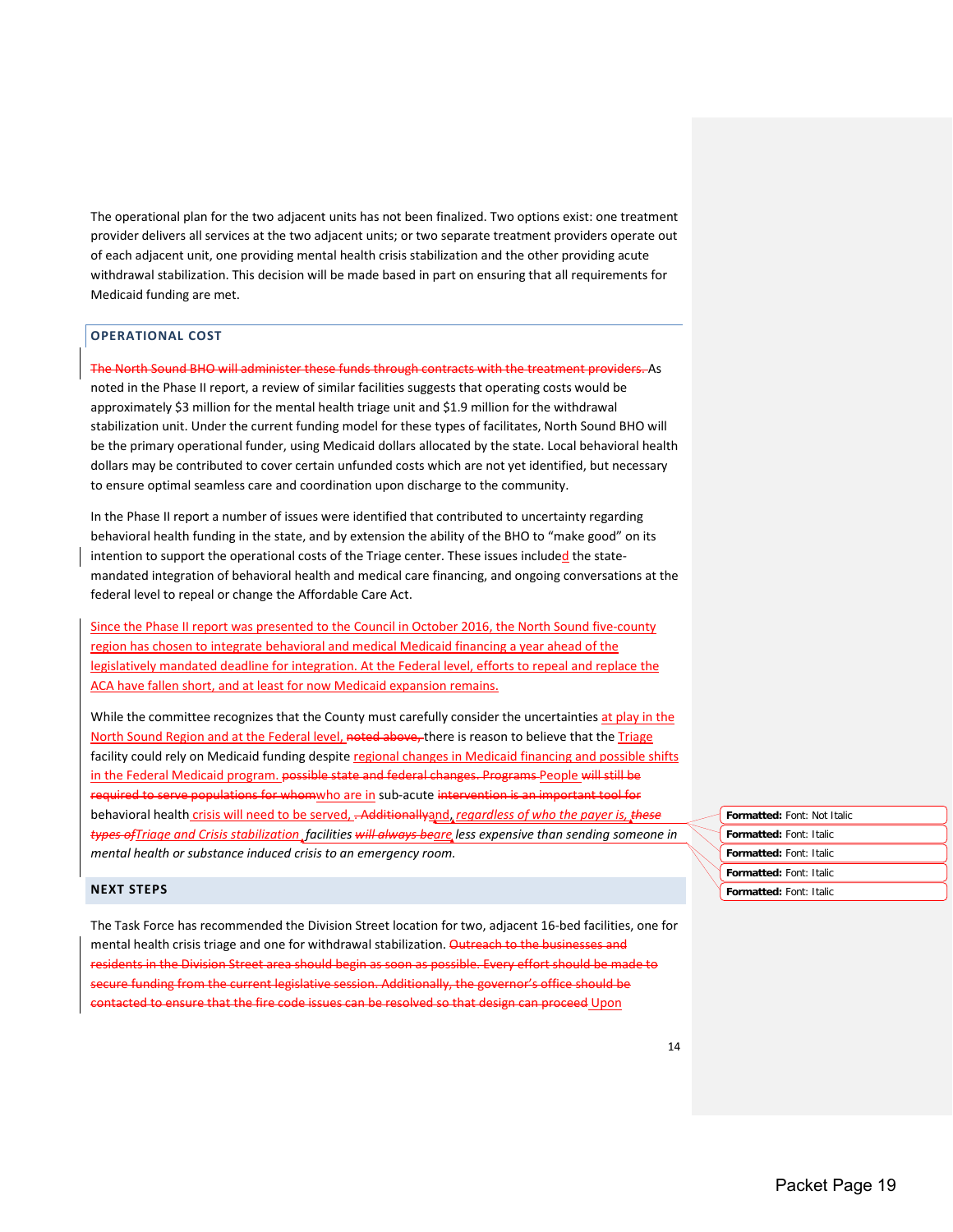The operational plan for the two adjacent units has not been finalized. Two options exist: one treatment provider delivers all services at the two adjacent units; or two separate treatment providers operate out of each adjacent unit, one providing mental health crisis stabilization and the other providing acute withdrawal stabilization. This decision will be made based in part on ensuring that all requirements for Medicaid funding are met.

## OPERATIONAL COST

~~The North Sound BHO will administer these funds through contracts with the treatment providers.~~ As noted in the Phase II report, a review of similar facilities suggests that operating costs would be approximately $3 million for the mental health triage unit and $1.9 million for the withdrawal stabilization unit. Under the current funding model for these types of facilitates, North Sound BHO will be the primary operational funder, using Medicaid dollars allocated by the state. Local behavioral health dollars may be contributed to cover certain unfunded costs which are not yet identified, but necessary to ensure optimal seamless care and coordination upon discharge to the community.

In the Phase II report a number of issues were identified that contributed to uncertainty regarding behavioral health funding in the state, and by extension the ability of the BHO to "make good" on its intention to support the operational costs of the Triage center. These issues included the state-mandated integration of behavioral health and medical care financing, and ongoing conversations at the federal level to repeal or change the Affordable Care Act.

Since the Phase II report was presented to the Council in October 2016, the North Sound five-county region has chosen to integrate behavioral and medical Medicaid financing a year ahead of the legislatively mandated deadline for integration. At the Federal level, efforts to repeal and replace the ACA have fallen short, and at least for now Medicaid expansion remains.

While the committee recognizes that the County must carefully consider the uncertainties at play in the North Sound Region and at the Federal level, ~~noted above,~~ there is reason to believe that the Triage facility could rely on Medicaid funding despite regional changes in Medicaid financing and possible shifts in the Federal Medicaid program. ~~possible state and federal changes. Programs~~ People ~~will still be required to serve populations for whom~~who are in sub-acute ~~intervention is an important tool for~~ behavioral health crisis will need to be served, ~~. Additionally~~and, *regardless of who the payer is,* ~~*these types of*~~*Triage and Crisis stabilization* *facilities* ~~*will always be*~~*are less expensive than sending someone in mental health or substance induced crisis to an emergency room.*

Formatted: Font: Not Italic
Formatted: Font: Italic
Formatted: Font: Italic
Formatted: Font: Italic
Formatted: Font: Italic

## NEXT STEPS

The Task Force has recommended the Division Street location for two, adjacent 16-bed facilities, one for mental health crisis triage and one for withdrawal stabilization. ~~Outreach to the businesses and residents in the Division Street area should begin as soon as possible. Every effort should be made to secure funding from the current legislative session. Additionally, the governor's office should be contacted to ensure that the fire code issues can be resolved so that design can proceed~~ Upon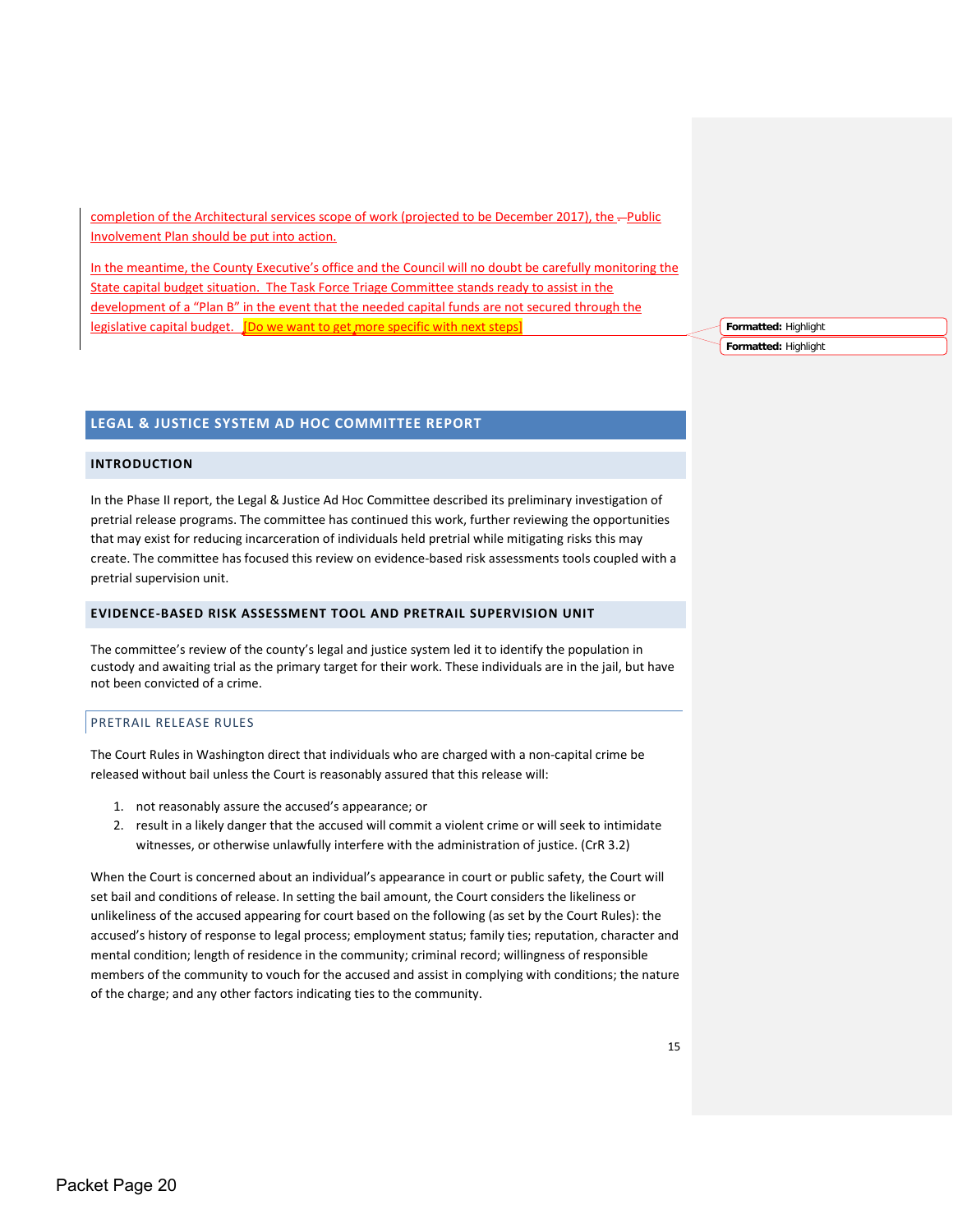completion of the Architectural services scope of work (projected to be December 2017), the Public Involvement Plan should be put into action.

In the meantime, the County Executive's office and the Council will no doubt be carefully monitoring the State capital budget situation. The Task Force Triage Committee stands ready to assist in the development of a "Plan B" in the event that the needed capital funds are not secured through the legislative capital budget. [Do we want to get more specific with next steps]

## LEGAL & JUSTICE SYSTEM AD HOC COMMITTEE REPORT

### INTRODUCTION

In the Phase II report, the Legal & Justice Ad Hoc Committee described its preliminary investigation of pretrial release programs. The committee has continued this work, further reviewing the opportunities that may exist for reducing incarceration of individuals held pretrial while mitigating risks this may create. The committee has focused this review on evidence-based risk assessments tools coupled with a pretrial supervision unit.

### EVIDENCE-BASED RISK ASSESSMENT TOOL AND PRETRAIL SUPERVISION UNIT

The committee's review of the county's legal and justice system led it to identify the population in custody and awaiting trial as the primary target for their work. These individuals are in the jail, but have not been convicted of a crime.

#### PRETRAIL RELEASE RULES

The Court Rules in Washington direct that individuals who are charged with a non-capital crime be released without bail unless the Court is reasonably assured that this release will:

1. not reasonably assure the accused's appearance; or
2. result in a likely danger that the accused will commit a violent crime or will seek to intimidate witnesses, or otherwise unlawfully interfere with the administration of justice. (CrR 3.2)

When the Court is concerned about an individual's appearance in court or public safety, the Court will set bail and conditions of release. In setting the bail amount, the Court considers the likeliness or unlikeliness of the accused appearing for court based on the following (as set by the Court Rules): the accused's history of response to legal process; employment status; family ties; reputation, character and mental condition; length of residence in the community; criminal record; willingness of responsible members of the community to vouch for the accused and assist in complying with conditions; the nature of the charge; and any other factors indicating ties to the community.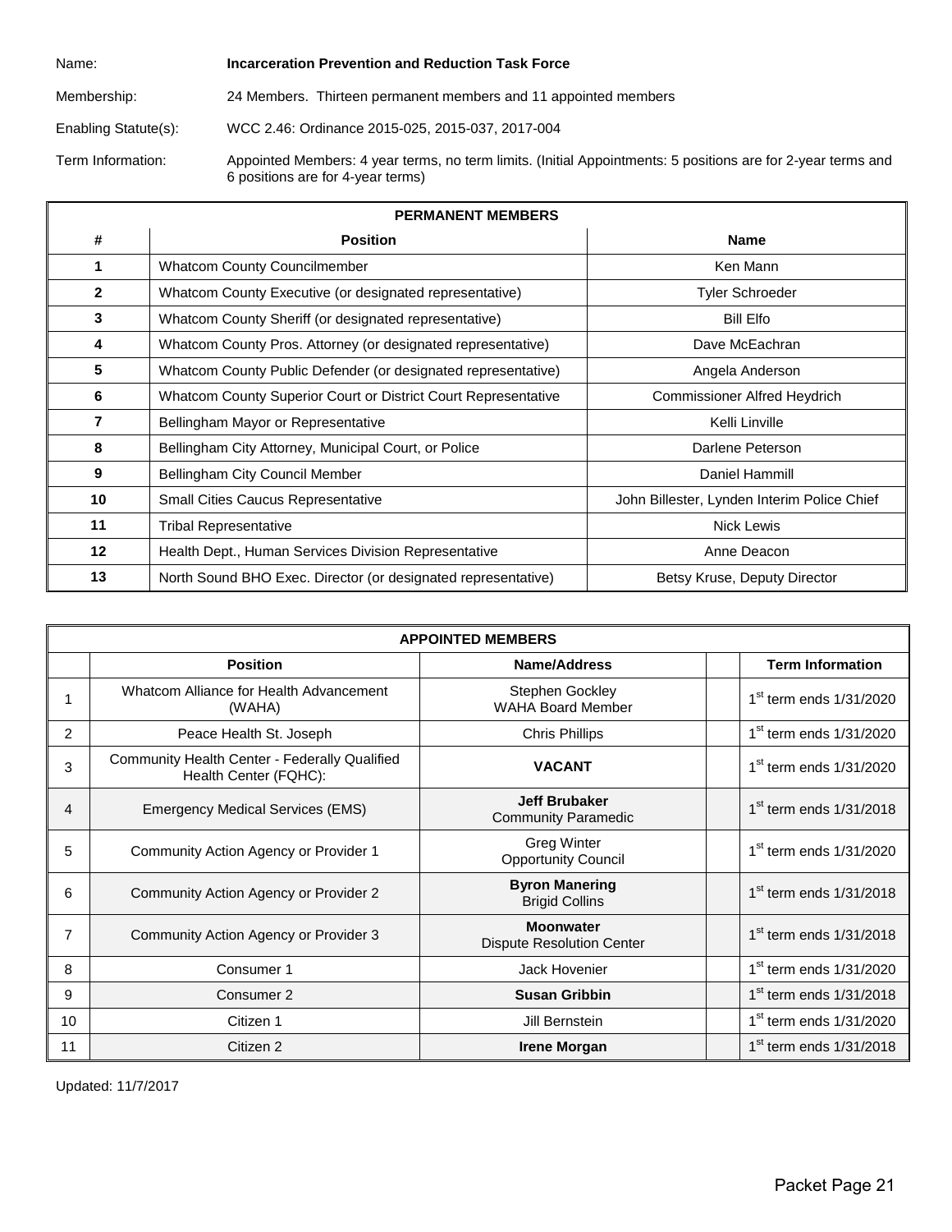Name: **Incarceration Prevention and Reduction Task Force**

Membership: 24 Members. Thirteen permanent members and 11 appointed members

Enabling Statute(s): WCC 2.46: Ordinance 2015-025, 2015-037, 2017-004

Term Information: Appointed Members: 4 year terms, no term limits. (Initial Appointments: 5 positions are for 2-year terms and 6 positions are for 4-year terms)

| PERMANENT MEMBERS | | |
|---|---|---|
| **#** | **Position** | **Name** |
| **1** | Whatcom County Councilmember | Ken Mann |
| **2** | Whatcom County Executive (or designated representative) | Tyler Schroeder |
| **3** | Whatcom County Sheriff (or designated representative) | Bill Elfo |
| **4** | Whatcom County Pros. Attorney (or designated representative) | Dave McEachran |
| **5** | Whatcom County Public Defender (or designated representative) | Angela Anderson |
| **6** | Whatcom County Superior Court or District Court Representative | Commissioner Alfred Heydrich |
| **7** | Bellingham Mayor or Representative | Kelli Linville |
| **8** | Bellingham City Attorney, Municipal Court, or Police | Darlene Peterson |
| **9** | Bellingham City Council Member | Daniel Hammill |
| **10** | Small Cities Caucus Representative | John Billester, Lynden Interim Police Chief |
| **11** | Tribal Representative | Nick Lewis |
| **12** | Health Dept., Human Services Division Representative | Anne Deacon |
| **13** | North Sound BHO Exec. Director (or designated representative) | Betsy Kruse, Deputy Director |

| APPOINTED MEMBERS | | | | |
|---|---|---|---|---|
| | **Position** | **Name/Address** | | **Term Information** |
| 1 | Whatcom Alliance for Health Advancement (WAHA) | Stephen Gockley<br>WAHA Board Member | | 1st term ends 1/31/2020 |
| 2 | Peace Health St. Joseph | Chris Phillips | | 1st term ends 1/31/2020 |
| 3 | Community Health Center - Federally Qualified Health Center (FQHC): | **VACANT** | | 1st term ends 1/31/2020 |
| 4 | Emergency Medical Services (EMS) | **Jeff Brubaker**<br>Community Paramedic | | 1st term ends 1/31/2018 |
| 5 | Community Action Agency or Provider 1 | Greg Winter<br>Opportunity Council | | 1st term ends 1/31/2020 |
| 6 | Community Action Agency or Provider 2 | **Byron Manering**<br>Brigid Collins | | 1st term ends 1/31/2018 |
| 7 | Community Action Agency or Provider 3 | **Moonwater**<br>Dispute Resolution Center | | 1st term ends 1/31/2018 |
| 8 | Consumer 1 | Jack Hovenier | | 1st term ends 1/31/2020 |
| 9 | Consumer 2 | **Susan Gribbin** | | 1st term ends 1/31/2018 |
| 10 | Citizen 1 | Jill Bernstein | | 1st term ends 1/31/2020 |
| 11 | Citizen 2 | **Irene Morgan** | | 1st term ends 1/31/2018 |

Updated: 11/7/2017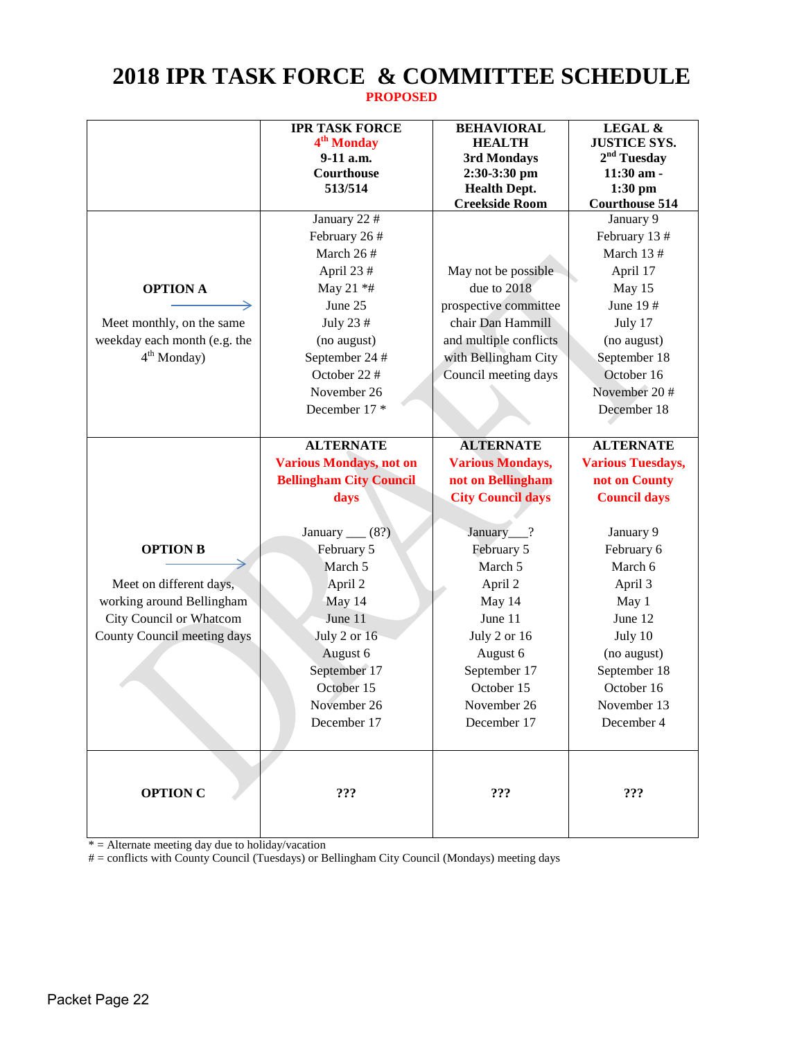# 2018 IPR TASK FORCE & COMMITTEE SCHEDULE

**PROPOSED**

| | **IPR TASK FORCE** **4th Monday** **9-11 a.m.** **Courthouse 513/514** | **BEHAVIORAL HEALTH** **3rd Mondays** **2:30-3:30 pm** **Health Dept. Creekside Room** | **LEGAL & JUSTICE SYS.** **2nd Tuesday** **11:30 am - 1:30 pm** **Courthouse 514** |
|---|---|---|---|
| **OPTION A** → Meet monthly, on the same weekday each month (e.g. the 4th Monday) | January 22 # February 26 # March 26 # April 23 # May 21 *# June 25 July 23 # (no august) September 24 # October 22 # November 26 December 17 * | May not be possible due to 2018 prospective committee chair Dan Hammill and multiple conflicts with Bellingham City Council meeting days | January 9 February 13 # March 13 # April 17 May 15 June 19 # July 17 (no august) September 18 October 16 November 20 # December 18 |
| **OPTION B** → Meet on different days, working around Bellingham City Council or Whatcom County Council meeting days | **ALTERNATE** **Various Mondays, not on Bellingham City Council days** January ___ (8?) February 5 March 5 April 2 May 14 June 11 July 2 or 16 August 6 September 17 October 15 November 26 December 17 | **ALTERNATE** **Various Mondays, not on Bellingham City Council days** January___? February 5 March 5 April 2 May 14 June 11 July 2 or 16 August 6 September 17 October 15 November 26 December 17 | **ALTERNATE** **Various Tuesdays, not on County Council days** January 9 February 6 March 6 April 3 May 1 June 12 July 10 (no august) September 18 October 16 November 13 December 4 |
| **OPTION C** | **???** | **???** | **???** |

\* = Alternate meeting day due to holiday/vacation
\# = conflicts with County Council (Tuesdays) or Bellingham City Council (Mondays) meeting days

Packet Page 22